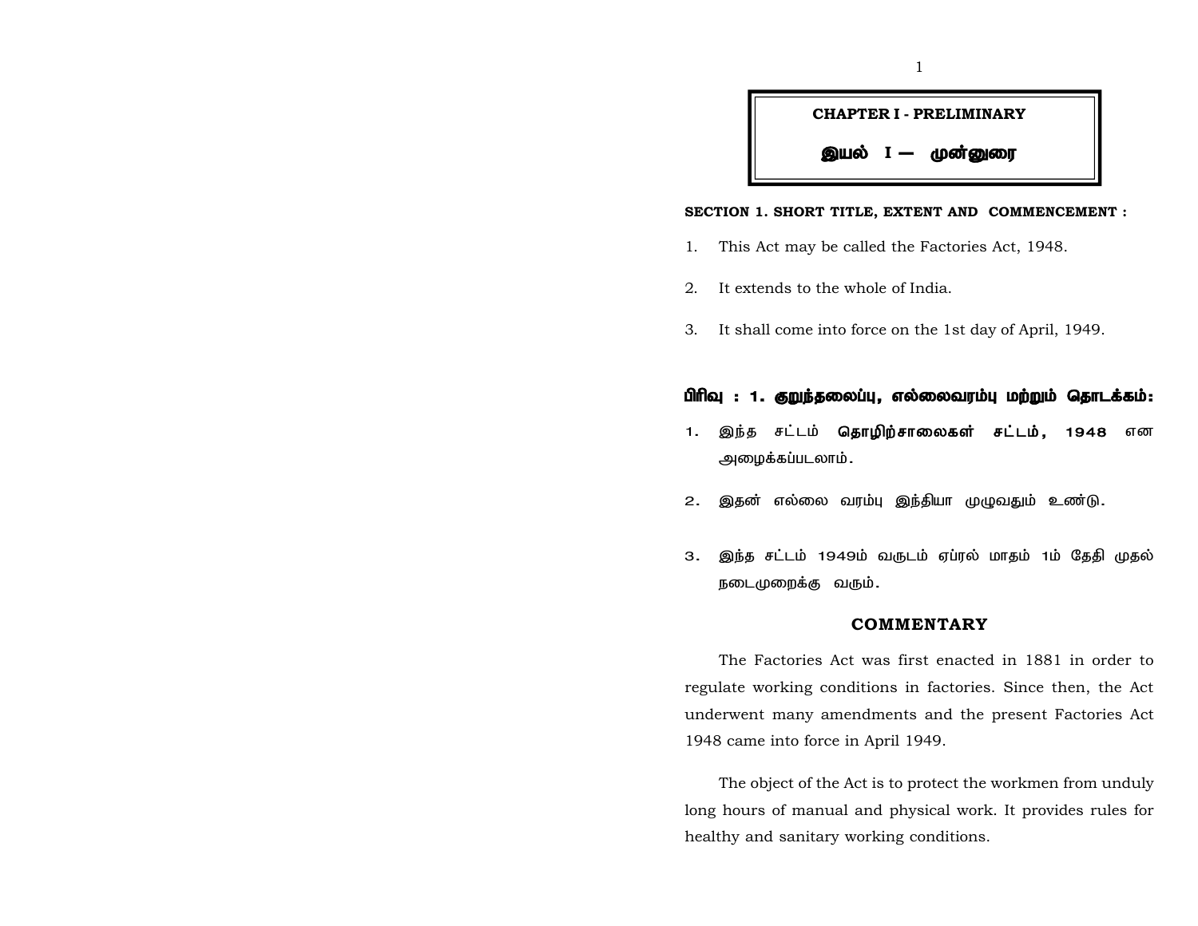# CHAPTER I - PRELIMINARY

# இயல் I — முன்னுரை

**SECTION 1. SHORT TITLE, EXTENT AND COMMENCEMENT :**

1. This Act may be called the Factories Act, 1948.

2. It extends to the whole of India.

3. It shall come into force on the 1st day of April, 1949.

**பிரிவு : 1. குறுந்தலைப்பு, எல்லைவரம்பு மற்றும் தொடக்கம்:**

1. இந்த சட்டம் **தொழிற்சாலைகள் சட்டம், 1948** என அழைக்கப்படலாம்.

2. இதன் எல்லை வரம்பு இந்தியா முழுவதும் உண்டு.

3. இந்த சட்டம் 1949ம் வருடம் ஏப்ரல் மாதம் 1ம் தேதி முதல் நடைமுறைக்கு வரும்.

## COMMENTARY

The Factories Act was first enacted in 1881 in order to regulate working conditions in factories. Since then, the Act underwent many amendments and the present Factories Act 1948 came into force in April 1949.

The object of the Act is to protect the workmen from unduly long hours of manual and physical work. It provides rules for healthy and sanitary working conditions.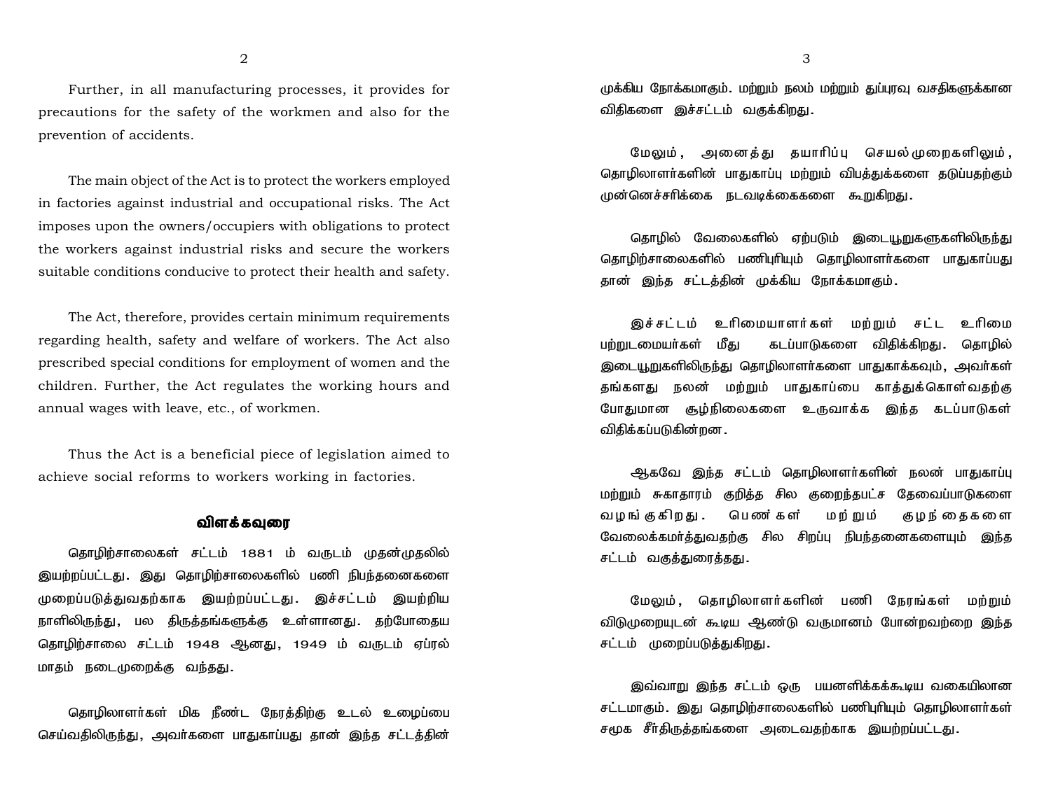Further, in all manufacturing processes, it provides for precautions for the safety of the workmen and also for the prevention of accidents.

The main object of the Act is to protect the workers employed in factories against industrial and occupational risks. The Act imposes upon the owners/occupiers with obligations to protect the workers against industrial risks and secure the workers suitable conditions conducive to protect their health and safety.

The Act, therefore, provides certain minimum requirements regarding health, safety and welfare of workers. The Act also prescribed special conditions for employment of women and the children. Further, the Act regulates the working hours and annual wages with leave, etc., of workmen.

Thus the Act is a beneficial piece of legislation aimed to achieve social reforms to workers working in factories.

## விளக்கவுரை

தொழிற்சாலைகள் சட்டம் 1881 ம் வருடம் முதன்முதலில் இயற்றப்பட்டது. இது தொழிற்சாலைகளில் பணி நிபந்தனைகளை முறைப்படுத்துவதற்காக இயற்றப்பட்டது. இச்சட்டம் இயற்றிய நாளிலிருந்து, பல திருத்தங்களுக்கு உள்ளானது. தற்போதைய தொழிற்சாலை சட்டம் 1948 ஆனது, 1949 ம் வருடம் ஏப்ரல் மாதம் நடைமுறைக்கு வந்தது.

தொழிலாளர்கள் மிக நீண்ட நேரத்திற்கு உடல் உழைப்பை செய்வதிலிருந்து, அவர்களை பாதுகாப்பது தான் இந்த சட்டத்தின் முக்கிய நோக்கமாகும். மற்றும் நலம் மற்றும் துப்புரவு வசதிகளுக்கான விதிகளை இச்சட்டம் வகுக்கிறது.

மேலும், அனைத்து தயாரிப்பு செயல்முறைகளிலும், தொழிலாளர்களின் பாதுகாப்பு மற்றும் விபத்துக்களை தடுப்பதற்கும் முன்னெச்சரிக்கை நடவடிக்கைகளை கூறுகிறது.

தொழில் வேலைகளில் ஏற்படும் இடையூறுகளுகளிலிருந்து தொழிற்சாலைகளில் பணிபுரியும் தொழிலாளர்களை பாதுகாப்பது தான் இந்த சட்டத்தின் முக்கிய நோக்கமாகும்.

இச்சட்டம் உரிமையாளர்கள் மற்றும் சட்ட உரிமை பற்றுடமையர்கள் மீது கடப்பாடுகளை விதிக்கிறது. தொழில் இடையூறுகளிலிருந்து தொழிலாளர்களை பாதுகாக்கவும், அவர்கள் தங்களது நலன் மற்றும் பாதுகாப்பை காத்துக்கொள்வதற்கு போதுமான சூழ்நிலைகளை உருவாக்க இந்த கடப்பாடுகள் விதிக்கப்படுகின்றன.

ஆகவே இந்த சட்டம் தொழிலாளர்களின் நலன் பாதுகாப்பு மற்றும் சுகாதாரம் குறித்த சில குறைந்தபட்ச தேவைப்பாடுகளை வழங்குகிறது. பெண்கள் மற்றும் குழந்தைகளை வேலைக்கமர்த்துவதற்கு சில சிறப்பு நிபந்தனைகளையும் இந்த சட்டம் வகுத்துரைத்தது.

மேலும், தொழிலாளர்களின் பணி நேரங்கள் மற்றும் விடுமுறையுடன் கூடிய ஆண்டு வருமானம் போன்றவற்றை இந்த சட்டம் முறைப்படுத்துகிறது.

இவ்வாறு இந்த சட்டம் ஒரு பயனளிக்கக்கூடிய வகையிலான சட்டமாகும். இது தொழிற்சாலைகளில் பணிபுரியும் தொழிலாளர்கள் சமூக சீர்திருத்தங்களை அடைவதற்காக இயற்றப்பட்டது.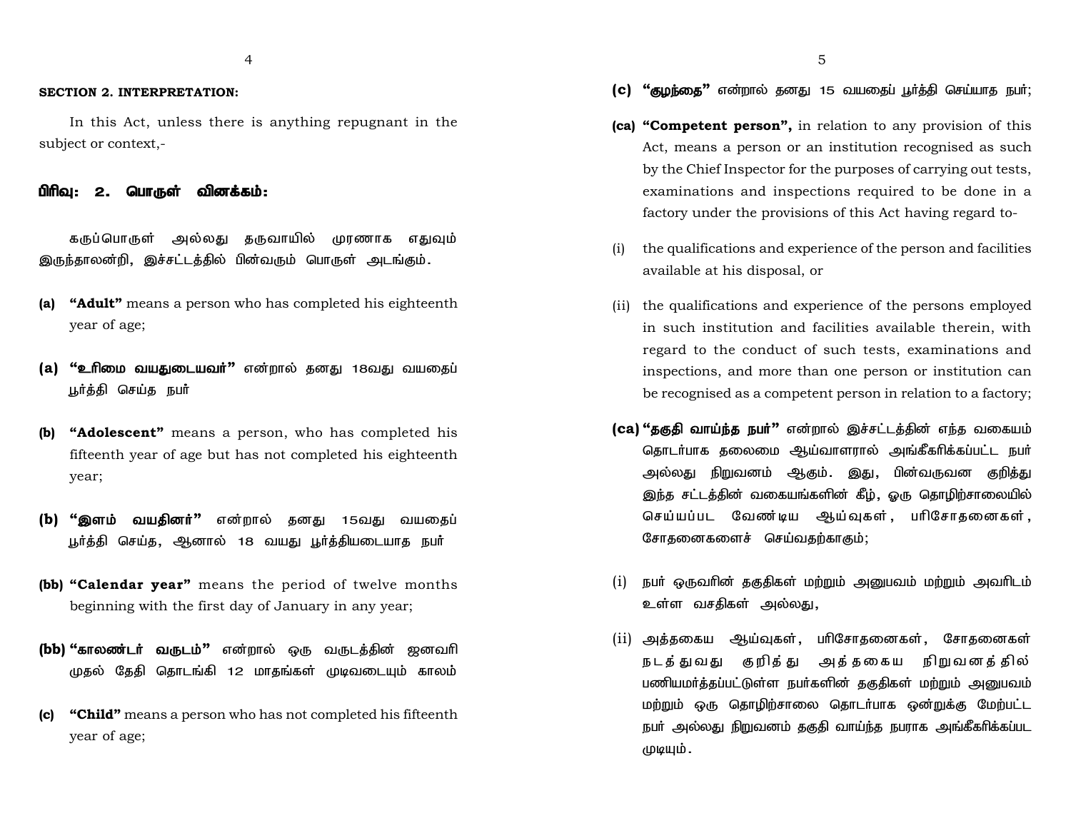**SECTION 2. INTERPRETATION:**

In this Act, unless there is anything repugnant in the subject or context,-

## பிரிவு: 2. பொருள் வினக்கம்:

கருப்பொருள் அல்லது தருவாயில் முரணாக எதுவும் இருந்தாலன்றி, இச்சட்டத்தில் பின்வரும் பொருள் அடங்கும்.

**(a)** **"Adult"** means a person who has completed his eighteenth year of age;

**(a)** **"உரிமை வயதுடையவர்"** என்றால் தனது 18வது வயதைப் பூர்த்தி செய்த நபர்

**(b)** **"Adolescent"** means a person, who has completed his fifteenth year of age but has not completed his eighteenth year;

**(b)** **"இளம் வயதினர்"** என்றால் தனது 15வது வயதைப் பூர்த்தி செய்த, ஆனால் 18 வயது பூர்த்தியடையாத நபர்

**(bb)** **"Calendar year"** means the period of twelve months beginning with the first day of January in any year;

**(bb)** **"காலண்டர் வருடம்"** என்றால் ஒரு வருடத்தின் ஜனவரி முதல் தேதி தொடங்கி 12 மாதங்கள் முடிவடையும் காலம்

**(c)** **"Child"** means a person who has not completed his fifteenth year of age;

**(c)** **"குழந்தை"** என்றால் தனது 15 வயதைப் பூர்த்தி செய்யாத நபர்;

**(ca)** **"Competent person",** in relation to any provision of this Act, means a person or an institution recognised as such by the Chief Inspector for the purposes of carrying out tests, examinations and inspections required to be done in a factory under the provisions of this Act having regard to-

(i) the qualifications and experience of the person and facilities available at his disposal, or

(ii) the qualifications and experience of the persons employed in such institution and facilities available therein, with regard to the conduct of such tests, examinations and inspections, and more than one person or institution can be recognised as a competent person in relation to a factory;

**(ca)** **"தகுதி வாய்ந்த நபர்"** என்றால் இச்சட்டத்தின் எந்த வகையம் தொடர்பாக தலைமை ஆய்வாளரால் அங்கீகரிக்கப்பட்ட நபர் அல்லது நிறுவனம் ஆகும். இது, பின்வருவன குறித்து இந்த சட்டத்தின் வகையங்களின் கீழ், ஒரு தொழிற்சாலையில் செய்யப்பட வேண்டிய ஆய்வுகள், பரிசோதனைகள், சோதனைகளைச் செய்வதற்காகும்;

(i) நபர் ஒருவரின் தகுதிகள் மற்றும் அனுபவம் மற்றும் அவரிடம் உள்ள வசதிகள் அல்லது,

(ii) அத்தகைய ஆய்வுகள், பரிசோதனைகள், சோதனைகள் நடத்துவது குறித்து அத்தகைய நிறுவனத்தில் பணியமர்த்தப்பட்டுள்ள நபர்களின் தகுதிகள் மற்றும் அனுபவம் மற்றும் ஒரு தொழிற்சாலை தொடர்பாக ஒன்றுக்கு மேற்பட்ட நபர் அல்லது நிறுவனம் தகுதி வாய்ந்த நபராக அங்கீகரிக்கப்பட முடியும்.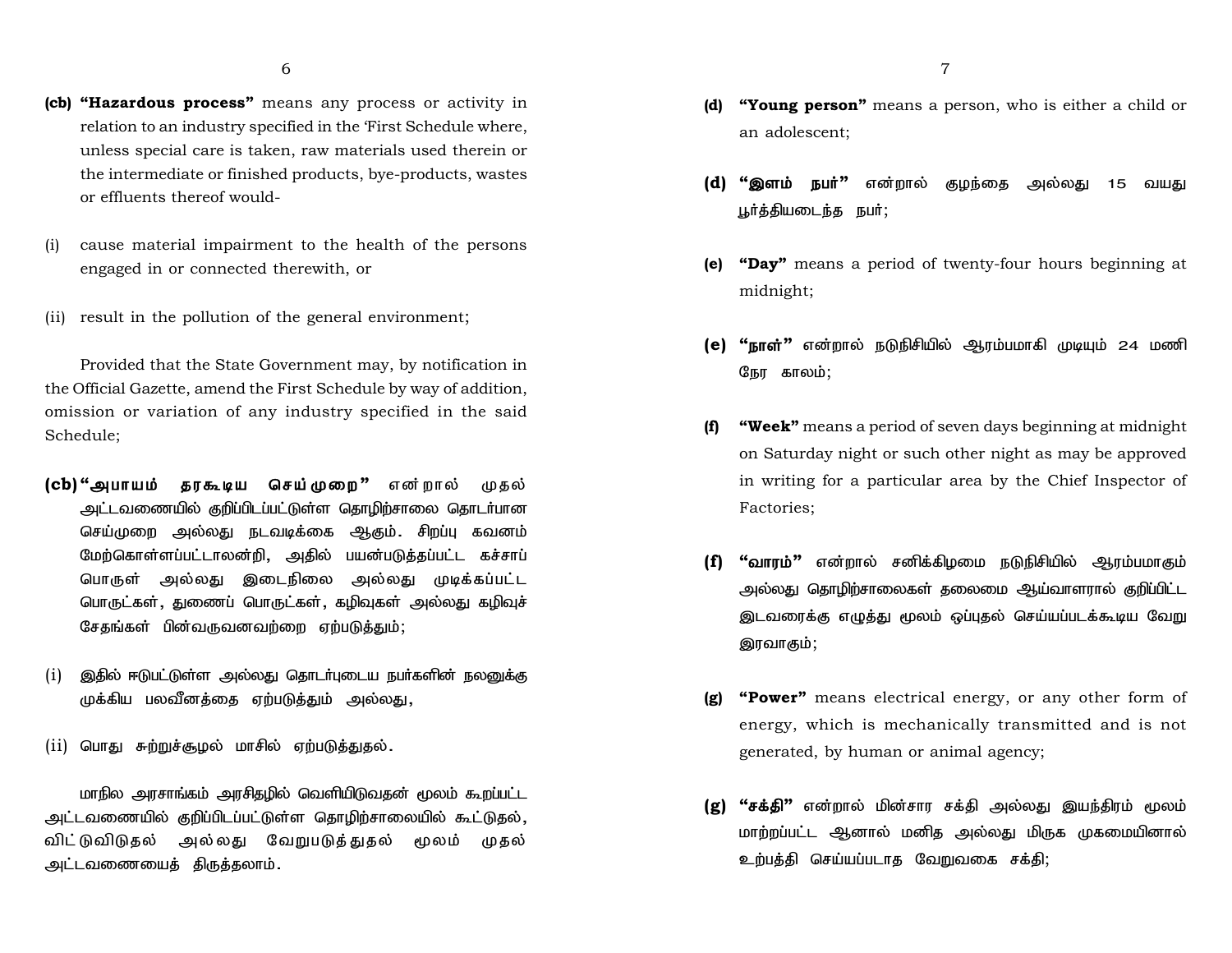**(cb) "Hazardous process"** means any process or activity in relation to an industry specified in the First Schedule where, unless special care is taken, raw materials used therein or the intermediate or finished products, bye-products, wastes or effluents thereof would-

(i) cause material impairment to the health of the persons engaged in or connected therewith, or

(ii) result in the pollution of the general environment;

Provided that the State Government may, by notification in the Official Gazette, amend the First Schedule by way of addition, omission or variation of any industry specified in the said Schedule;

**(cb) "அபாயம் தரகூடிய செய்முறை"** என்றால் முதல் அட்டவணையில் குறிப்பிடப்பட்டுள்ள தொழிற்சாலை தொடர்பான செய்முறை அல்லது நடவடிக்கை ஆகும். சிறப்பு கவனம் மேற்கொள்ளப்பட்டாலன்றி, அதில் பயன்படுத்தப்பட்ட கச்சாப் பொருள் அல்லது இடைநிலை அல்லது முடிக்கப்பட்ட பொருட்கள், துணைப் பொருட்கள், கழிவுகள் அல்லது கழிவுச் சேதங்கள் பின்வருவனவற்றை ஏற்படுத்தும்;

(i) இதில் ஈடுபட்டுள்ள அல்லது தொடர்புடைய நபர்களின் நலனுக்கு முக்கிய பலவீனத்தை ஏற்படுத்தும் அல்லது,

(ii) பொது சுற்றுச்சூழல் மாசில் ஏற்படுத்துதல்.

மாநில அரசாங்கம் அரசிதழில் வெளியிடுவதன் மூலம் கூறப்பட்ட அட்டவணையில் குறிப்பிடப்பட்டுள்ள தொழிற்சாலையில் கூட்டுதல், விட்டுவிடுதல் அல்லது வேறுபடுத்துதல் மூலம் முதல் அட்டவணையைத் திருத்தலாம்.

**(d) "Young person"** means a person, who is either a child or an adolescent;

**(d) "இளம் நபர்"** என்றால் குழந்தை அல்லது 15 வயது பூர்த்தியடைந்த நபர்;

**(e) "Day"** means a period of twenty-four hours beginning at midnight;

**(e) "நாள்"** என்றால் நடுநிசியில் ஆரம்பமாகி முடியும் 24 மணி நேர காலம்;

**(f) "Week"** means a period of seven days beginning at midnight on Saturday night or such other night as may be approved in writing for a particular area by the Chief Inspector of Factories;

**(f) "வாரம்"** என்றால் சனிக்கிழமை நடுநிசியில் ஆரம்பமாகும் அல்லது தொழிற்சாலைகள் தலைமை ஆய்வாளரால் குறிப்பிட்ட இடவரைக்கு எழுத்து மூலம் ஒப்புதல் செய்யப்படக்கூடிய வேறு இரவாகும்;

**(g) "Power"** means electrical energy, or any other form of energy, which is mechanically transmitted and is not generated, by human or animal agency;

**(g) "சக்தி"** என்றால் மின்சார சக்தி அல்லது இயந்திரம் மூலம் மாற்றப்பட்ட ஆனால் மனித அல்லது மிருக முகமையினால் உற்பத்தி செய்யப்படாத வேறுவகை சக்தி;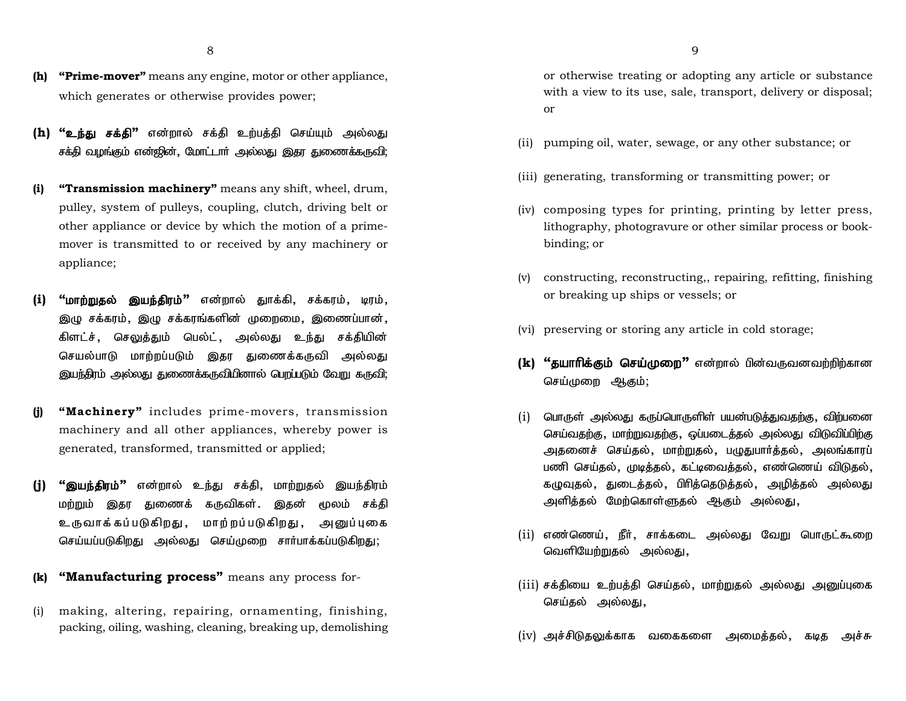(h) **"Prime-mover"** means any engine, motor or other appliance, which generates or otherwise provides power;

(h) **"உந்து சக்தி"** என்றால் சக்தி உற்பத்தி செய்யும் அல்லது சக்தி வழங்கும் என்ஜின், மோட்டார் அல்லது இதர துணைக்கருவி;

(i) **"Transmission machinery"** means any shift, wheel, drum, pulley, system of pulleys, coupling, clutch, driving belt or other appliance or device by which the motion of a prime-mover is transmitted to or received by any machinery or appliance;

(i) **"மாற்றுதல் இயந்திரம்"** என்றால் தூக்கி, சக்கரம், டிரம், இழு சக்கரம், இழு சக்கரங்களின் முறைமை, இணைப்பான், கிளட்ச், செலுத்தும் பெல்ட், அல்லது உந்து சக்தியின் செயல்பாடு மாற்றப்படும் இதர துணைக்கருவி அல்லது இயந்திரம் அல்லது துணைக்கருவியினால் பெறப்படும் வேறு கருவி;

(j) **"Machinery"** includes prime-movers, transmission machinery and all other appliances, whereby power is generated, transformed, transmitted or applied;

(j) **"இயந்திரம்"** என்றால் உந்து சக்தி, மாற்றுதல் இயந்திரம் மற்றும் இதர துணைக் கருவிகள். இதன் மூலம் சக்தி உருவாக்கப்படுகிறது, மாற்றப்படுகிறது, அனுப்புகை செய்யப்படுகிறது அல்லது செய்முறை சார்பாக்கப்படுகிறது;

(k) **"Manufacturing process"** means any process for-

(i) making, altering, repairing, ornamenting, finishing, packing, oiling, washing, cleaning, breaking up, demolishing or otherwise treating or adopting any article or substance with a view to its use, sale, transport, delivery or disposal; or

(ii) pumping oil, water, sewage, or any other substance; or

(iii) generating, transforming or transmitting power; or

(iv) composing types for printing, printing by letter press, lithography, photogravure or other similar process or book-binding; or

(v) constructing, reconstructing,, repairing, refitting, finishing or breaking up ships or vessels; or

(vi) preserving or storing any article in cold storage;

(k) **"தயாரிக்கும் செய்முறை"** என்றால் பின்வருவனவற்றிற்கான செய்முறை ஆகும்;

(i) பொருள் அல்லது கருப்பொருளின் பயன்படுத்துவதற்கு, விற்பனை செய்வதற்கு, மாற்றுவதற்கு, ஒப்படைத்தல் அல்லது விடுவிப்பிற்கு அதனைச் செய்தல், மாற்றுதல், பழுதுபார்த்தல், அலங்காரப் பணி செய்தல், முடித்தல், கட்டிவைத்தல், எண்ணெய் விடுதல், கழுவுதல், துடைத்தல், பிரித்தெடுத்தல், அழித்தல் அல்லது அளித்தல் மேற்கொள்ளுதல் ஆகும் அல்லது,

(ii) எண்ணெய், நீர், சாக்கடை அல்லது வேறு பொருட்கூறை வெளியேற்றுதல் அல்லது,

(iii) சக்தியை உற்பத்தி செய்தல், மாற்றுதல் அல்லது அனுப்புகை செய்தல் அல்லது,

(iv) அச்சிடுதலுக்காக வகைகளை அமைத்தல், கடித அச்சு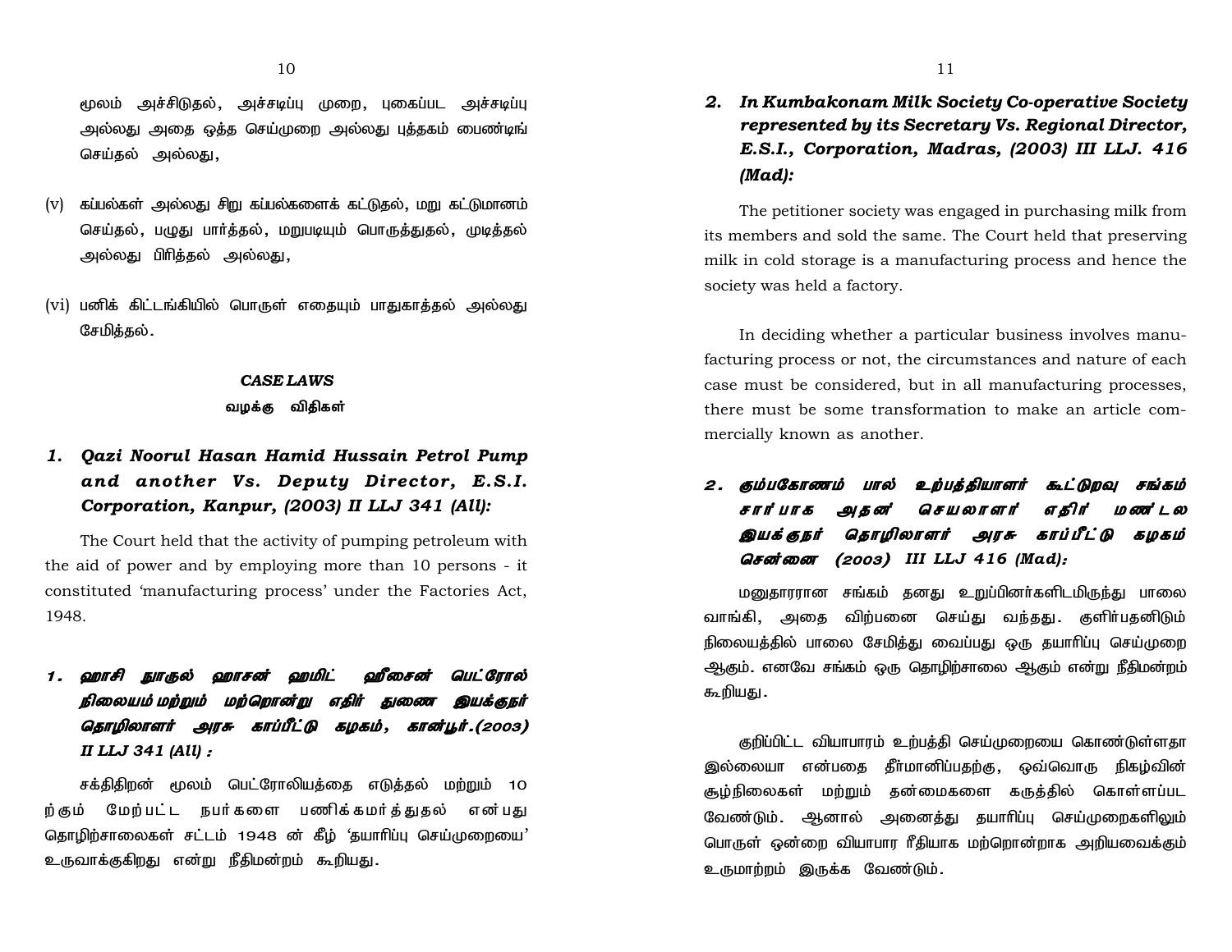மூலம் அச்சிடுதல், அச்சடிப்பு முறை, புகைப்பட அச்சடிப்பு அல்லது அதை ஒத்த செய்முறை அல்லது புத்தகம் பைண்டிங் செய்தல் அல்லது,

(v) கப்பல்கள் அல்லது சிறு கப்பல்களைக் கட்டுதல், மறு கட்டுமானம் செய்தல், பழுது பார்த்தல், மறுபடியும் பொருத்துதல், முடித்தல் அல்லது பிரித்தல் அல்லது,

(vi) பனிக் கிட்டங்கியில் பொருள் எதையும் பாதுகாத்தல் அல்லது சேமித்தல்.

### *CASE LAWS*

### வழக்கு விதிகள்

### *1. Qazi Noorul Hasan Hamid Hussain Petrol Pump and another Vs. Deputy Director, E.S.I. Corporation, Kanpur, (2003) II LLJ 341 (All):*

The Court held that the activity of pumping petroleum with the aid of power and by employing more than 10 persons - it constituted 'manufacturing process' under the Factories Act, 1948.

### *1. ஹாசி நூருல் ஹாசன் ஹமிட் ஹுசைன் பெட்ரோல் நிலையம் மற்றும் மற்றொன்று எதிர் துணை இயக்குநர் தொழிலாளர் அரசு காப்பீட்டு கழகம், கான்பூர்.(2003) II LLJ 341 (All) :*

சக்திதிறன் மூலம் பெட்ரோலியத்தை எடுத்தல் மற்றும் 10 ற்கும் மேற்பட்ட நபர்களை பணிக்கமர்த்துதல் என்பது தொழிற்சாலைகள் சட்டம் 1948 ன் கீழ் 'தயாரிப்பு செய்முறையை' உருவாக்குகிறது என்று நீதிமன்றம் கூறியது.

### *2. In Kumbakonam Milk Society Co-operative Society represented by its Secretary Vs. Regional Director, E.S.I., Corporation, Madras, (2003) III LLJ. 416 (Mad):*

The petitioner society was engaged in purchasing milk from its members and sold the same. The Court held that preserving milk in cold storage is a manufacturing process and hence the society was held a factory.

In deciding whether a particular business involves manufacturing process or not, the circumstances and nature of each case must be considered, but in all manufacturing processes, there must be some transformation to make an article commercially known as another.

### *2. கும்பகோணம் பால் உற்பத்தியாளர் கூட்டுறவு சங்கம் சார்பாக அதன் செயலாளர் எதிர் மண்டல இயக்குநர் தொழிலாளர் அரசு காப்பீட்டு கழகம் சென்னை (2003) III LLJ 416 (Mad):*

மனுதாரரான சங்கம் தனது உறுப்பினர்களிடமிருந்து பாலை வாங்கி, அதை விற்பனை செய்து வந்தது. குளிர்பதனிடும் நிலையத்தில் பாலை சேமித்து வைப்பது ஒரு தயாரிப்பு செய்முறை ஆகும். எனவே சங்கம் ஒரு தொழிற்சாலை ஆகும் என்று நீதிமன்றம் கூறியது.

குறிப்பிட்ட வியாபாரம் உற்பத்தி செய்முறையை கொண்டுள்ளதா இல்லையா என்பதை தீர்மானிப்பதற்கு, ஒவ்வொரு நிகழ்வின் சூழ்நிலைகள் மற்றும் தன்மைகளை கருத்தில் கொள்ளப்பட வேண்டும். ஆனால் அனைத்து தயாரிப்பு செய்முறைகளிலும் பொருள் ஒன்றை வியாபார ரீதியாக மற்றொன்றாக அறியவைக்கும் உருமாற்றம் இருக்க வேண்டும்.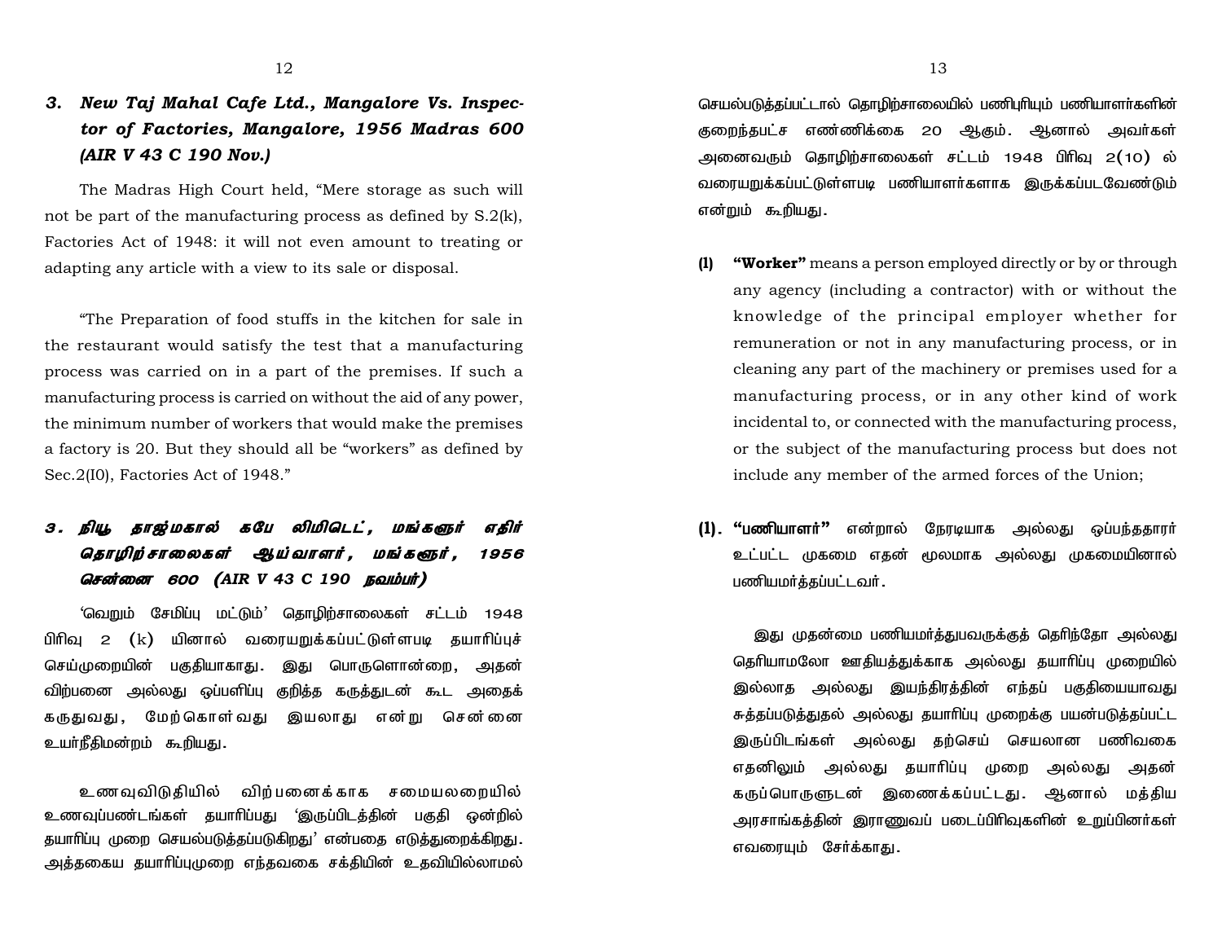### 3. *New Taj Mahal Cafe Ltd., Mangalore Vs. Inspector of Factories, Mangalore, 1956 Madras 600 (AIR V 43 C 190 Nov.)*

The Madras High Court held, "Mere storage as such will not be part of the manufacturing process as defined by S.2(k), Factories Act of 1948: it will not even amount to treating or adapting any article with a view to its sale or disposal.

"The Preparation of food stuffs in the kitchen for sale in the restaurant would satisfy the test that a manufacturing process was carried on in a part of the premises. If such a manufacturing process is carried on without the aid of any power, the minimum number of workers that would make the premises a factory is 20. But they should all be "workers" as defined by Sec.2(I0), Factories Act of 1948."

### *3. நியூ தாஜ்மகால் கபே லிமிடெட், மங்களூர் எதிர் தொழிற்சாலைகள் ஆய்வாளர், மங்களூர், 1956 சென்னை 600 (AIR V 43 C 190 நவம்பர்)*

'வெறும் சேமிப்பு மட்டும்' தொழிற்சாலைகள் சட்டம் 1948 பிரிவு 2 (k) யினால் வரையறுக்கப்பட்டுள்ளபடி தயாரிப்புச் செய்முறையின் பகுதியாகாது. இது பொருளொன்றை, அதன் விற்பனை அல்லது ஒப்பளிப்பு குறித்த கருத்துடன் கூட அதைக் கருதுவது, மேற்கொள்வது இயலாது என்று சென்னை உயர்நீதிமன்றம் கூறியது.

உணவுவிடுதியில் விற்பனைக்காக சமையலறையில் உணவுப்பண்டங்கள் தயாரிப்பது 'இருப்பிடத்தின் பகுதி ஒன்றில் தயாரிப்பு முறை செயல்படுத்தப்படுகிறது' என்பதை எடுத்துரைக்கிறது. அத்தகைய தயாரிப்புமுறை எந்தவகை சக்தியின் உதவியில்லாமல் செயல்படுத்தப்பட்டால் தொழிற்சாலையில் பணிபுரியும் பணியாளர்களின் குறைந்தபட்ச எண்ணிக்கை 20 ஆகும். ஆனால் அவர்கள் அனைவரும் தொழிற்சாலைகள் சட்டம் 1948 பிரிவு 2(10) ல் வரையறுக்கப்பட்டுள்ளபடி பணியாளர்களாக இருக்கப்படவேண்டும் என்றும் கூறியது.

**(l)** **"Worker"** means a person employed directly or by or through any agency (including a contractor) with or without the knowledge of the principal employer whether for remuneration or not in any manufacturing process, or in cleaning any part of the machinery or premises used for a manufacturing process, or in any other kind of work incidental to, or connected with the manufacturing process, or the subject of the manufacturing process but does not include any member of the armed forces of the Union;

**(l).** **"பணியாளர்"** என்றால் நேரடியாக அல்லது ஒப்பந்ததாரர் உட்பட்ட முகமை எதன் மூலமாக அல்லது முகமையினால் பணியமர்த்தப்பட்டவர்.

இது முதன்மை பணியமர்த்துபவருக்குத் தெரிந்தோ அல்லது தெரியாமலோ ஊதியத்துக்காக அல்லது தயாரிப்பு முறையில் இல்லாத அல்லது இயந்திரத்தின் எந்தப் பகுதியையாவது சுத்தப்படுத்துதல் அல்லது தயாரிப்பு முறைக்கு பயன்படுத்தப்பட்ட இருப்பிடங்கள் அல்லது தற்செய் செயலான பணிவகை எதனிலும் அல்லது தயாரிப்பு முறை அல்லது அதன் கருப்பொருளுடன் இணைக்கப்பட்டது. ஆனால் மத்திய அரசாங்கத்தின் இராணுவப் படைப்பிரிவுகளின் உறுப்பினர்கள் எவரையும் சேர்க்காது.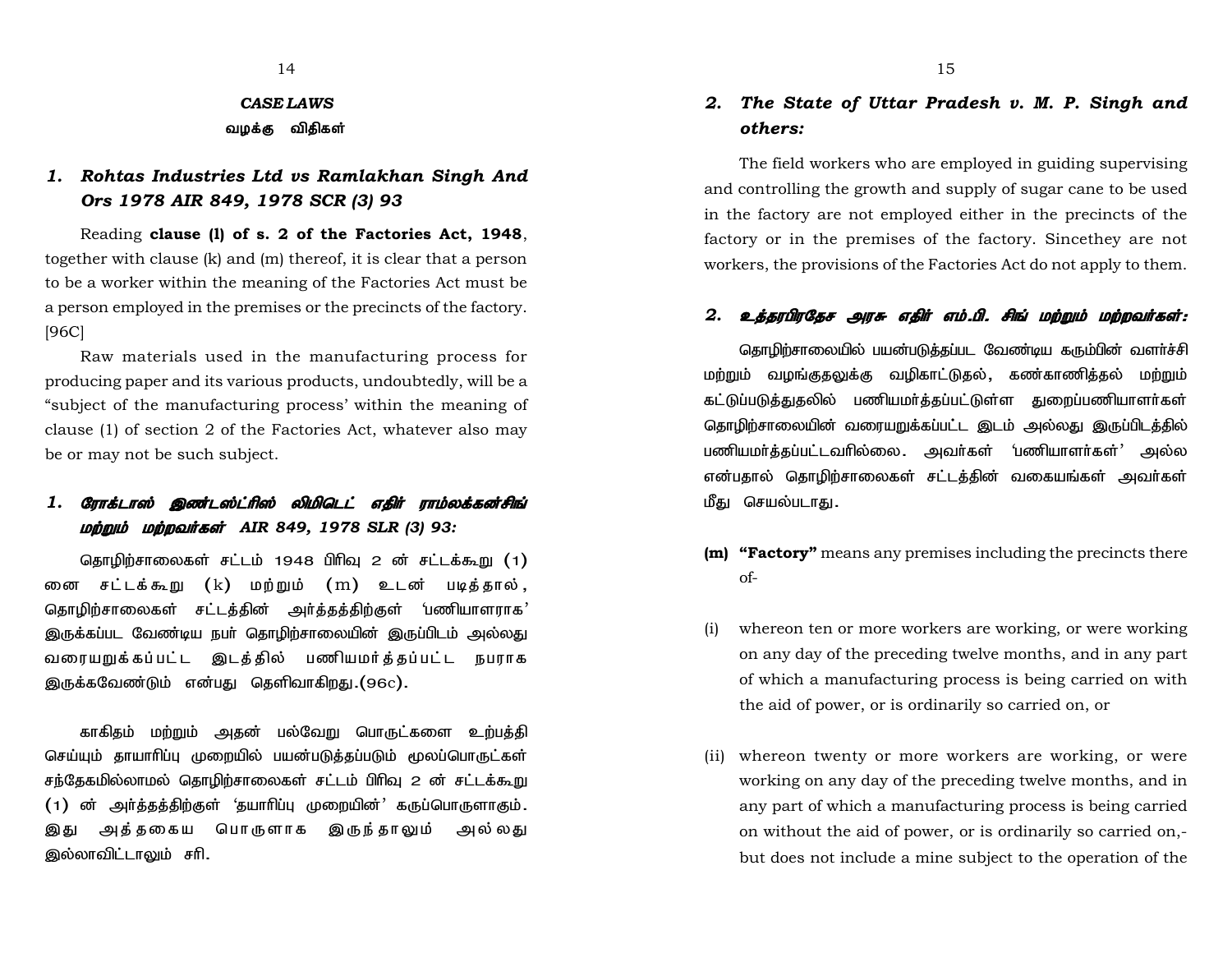## *CASE LAWS*

**வழக்கு விதிகள்**

### *1. Rohtas Industries Ltd vs Ramlakhan Singh And Ors 1978 AIR 849, 1978 SCR (3) 93*

Reading **clause (l) of s. 2 of the Factories Act, 1948**, together with clause (k) and (m) thereof, it is clear that a person to be a worker within the meaning of the Factories Act must be a person employed in the premises or the precincts of the factory. [96C]

Raw materials used in the manufacturing process for producing paper and its various products, undoubtedly, will be a "subject of the manufacturing process' within the meaning of clause (1) of section 2 of the Factories Act, whatever also may be or may not be such subject.

### *1. ரோக்டாஸ் இண்டஸ்ட்ரீஸ் லிமிடெட் எதிர் ராம்லக்கன்சிங் மற்றும் மற்றவர்கள் AIR 849, 1978 SLR (3) 93:*

தொழிற்சாலைகள் சட்டம் 1948 பிரிவு 2 ன் சட்டக்கூறு (1) னை சட்டக்கூறு (k) மற்றும் (m) உடன் படித்தால், தொழிற்சாலைகள் சட்டத்தின் அர்த்தத்திற்குள் 'பணியாளராக' இருக்கப்பட வேண்டிய நபர் தொழிற்சாலையின் இருப்பிடம் அல்லது வரையறுக்கப்பட்ட இடத்தில் பணியமர்த்தப்பட்ட நபராக இருக்கவேண்டும் என்பது தெளிவாகிறது.(96c).

காகிதம் மற்றும் அதன் பல்வேறு பொருட்களை உற்பத்தி செய்யும் தாயாரிப்பு முறையில் பயன்படுத்தப்படும் மூலப்பொருட்கள் சந்தேகமில்லாமல் தொழிற்சாலைகள் சட்டம் பிரிவு 2 ன் சட்டக்கூறு (1) ன் அர்த்தத்திற்குள் 'தயாரிப்பு முறையின்' கருப்பொருளாகும். இது அத்தகைய பொருளாக இருந்தாலும் அல்லது இல்லாவிட்டாலும் சரி.

### *2. The State of Uttar Pradesh v. M. P. Singh and others:*

The field workers who are employed in guiding supervising and controlling the growth and supply of sugar cane to be used in the factory are not employed either in the precincts of the factory or in the premises of the factory. Sincethey are not workers, the provisions of the Factories Act do not apply to them.

### *2. உத்தரபிரதேச அரசு எதிர் எம்.பி. சிங் மற்றும் மற்றவர்கள்:*

தொழிற்சாலையில் பயன்படுத்தப்பட வேண்டிய கரும்பின் வளர்ச்சி மற்றும் வழங்குதலுக்கு வழிகாட்டுதல், கண்காணித்தல் மற்றும் கட்டுப்படுத்துதலில் பணியமர்த்தப்பட்டுள்ள துறைப்பணியாளர்கள் தொழிற்சாலையின் வரையறுக்கப்பட்ட இடம் அல்லது இருப்பிடத்தில் பணியமர்த்தப்பட்டவரில்லை. அவர்கள் 'பணியாளர்கள்' அல்ல என்பதால் தொழிற்சாலைகள் சட்டத்தின் வகையங்கள் அவர்கள் மீது செயல்படாது.

**(m) "Factory"** means any premises including the precincts there of-

(i) whereon ten or more workers are working, or were working on any day of the preceding twelve months, and in any part of which a manufacturing process is being carried on with the aid of power, or is ordinarily so carried on, or

(ii) whereon twenty or more workers are working, or were working on any day of the preceding twelve months, and in any part of which a manufacturing process is being carried on without the aid of power, or is ordinarily so carried on,- but does not include a mine subject to the operation of the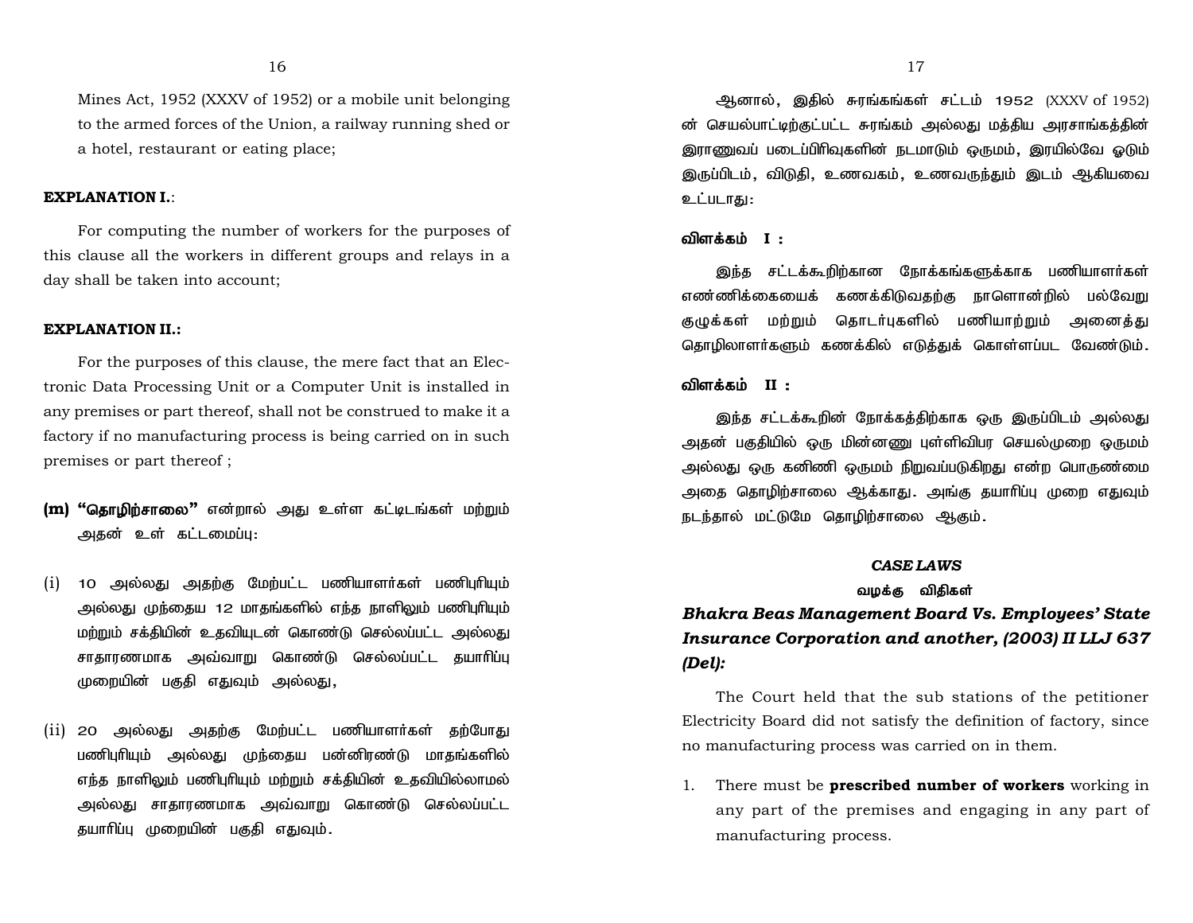Mines Act, 1952 (XXXV of 1952) or a mobile unit belonging to the armed forces of the Union, a railway running shed or a hotel, restaurant or eating place;

**EXPLANATION I.**:

For computing the number of workers for the purposes of this clause all the workers in different groups and relays in a day shall be taken into account;

**EXPLANATION II.:**

For the purposes of this clause, the mere fact that an Electronic Data Processing Unit or a Computer Unit is installed in any premises or part thereof, shall not be construed to make it a factory if no manufacturing process is being carried on in such premises or part thereof ;

**(m) "தொழிற்சாலை"** என்றால் அது உள்ள கட்டிடங்கள் மற்றும் அதன் உள் கட்டமைப்பு:

(i) 10 அல்லது அதற்கு மேற்பட்ட பணியாளர்கள் பணிபுரியும் அல்லது முந்தைய 12 மாதங்களில் எந்த நாளிலும் பணிபுரியும் மற்றும் சக்தியின் உதவியுடன் கொண்டு செல்லப்பட்ட அல்லது சாதாரணமாக அவ்வாறு கொண்டு செல்லப்பட்ட தயாரிப்பு முறையின் பகுதி எதுவும் அல்லது,

(ii) 20 அல்லது அதற்கு மேற்பட்ட பணியாளர்கள் தற்போது பணிபுரியும் அல்லது முந்தைய பன்னிரண்டு மாதங்களில் எந்த நாளிலும் பணிபுரியும் மற்றும் சக்தியின் உதவியில்லாமல் அல்லது சாதாரணமாக அவ்வாறு கொண்டு செல்லப்பட்ட தயாரிப்பு முறையின் பகுதி எதுவும்.

ஆனால், இதில் சுரங்கங்கள் சட்டம் 1952 (XXXV of 1952) ன் செயல்பாட்டிற்குட்பட்ட சுரங்கம் அல்லது மத்திய அரசாங்கத்தின் இராணுவப் படைப்பிரிவுகளின் நடமாடும் ஒருமம், இரயில்வே ஓடும் இருப்பிடம், விடுதி, உணவகம், உணவருந்தும் இடம் ஆகியவை உட்படாது:

**விளக்கம் I :**

இந்த சட்டக்கூறிற்கான நோக்கங்களுக்காக பணியாளர்கள் எண்ணிக்கையைக் கணக்கிடுவதற்கு நாளொன்றில் பல்வேறு குழுக்கள் மற்றும் தொடர்புகளில் பணியாற்றும் அனைத்து தொழிலாளர்களும் கணக்கில் எடுத்துக் கொள்ளப்பட வேண்டும்.

**விளக்கம் II :**

இந்த சட்டக்கூறின் நோக்கத்திற்காக ஒரு இருப்பிடம் அல்லது அதன் பகுதியில் ஒரு மின்னணு புள்ளிவிபர செயல்முறை ஒருமம் அல்லது ஒரு கனிணி ஒருமம் நிறுவப்படுகிறது என்ற பொருண்மை அதை தொழிற்சாலை ஆக்காது. அங்கு தயாரிப்பு முறை எதுவும் நடந்தால் மட்டுமே தொழிற்சாலை ஆகும்.

***CASE LAWS***

**வழக்கு விதிகள்**

***Bhakra Beas Management Board Vs. Employees' State Insurance Corporation and another, (2003) II LLJ 637 (Del):***

The Court held that the sub stations of the petitioner Electricity Board did not satisfy the definition of factory, since no manufacturing process was carried on in them.

1. There must be **prescribed number of workers** working in any part of the premises and engaging in any part of manufacturing process.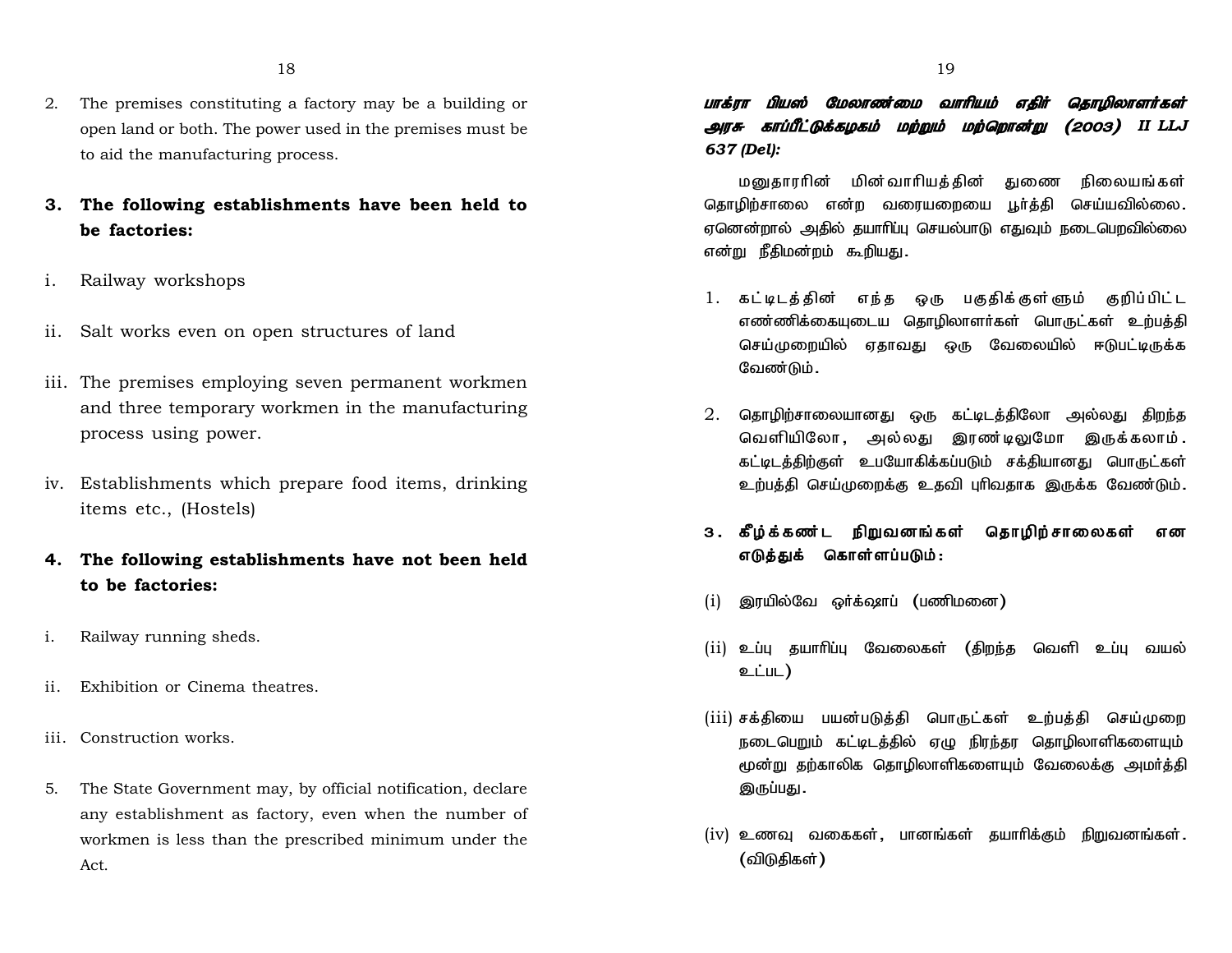2. The premises constituting a factory may be a building or open land or both. The power used in the premises must be to aid the manufacturing process.

**3. The following establishments have been held to be factories:**

i. Railway workshops

ii. Salt works even on open structures of land

iii. The premises employing seven permanent workmen and three temporary workmen in the manufacturing process using power.

iv. Establishments which prepare food items, drinking items etc., (Hostels)

**4. The following establishments have not been held to be factories:**

i. Railway running sheds.

ii. Exhibition or Cinema theatres.

iii. Construction works.

5. The State Government may, by official notification, declare any establishment as factory, even when the number of workmen is less than the prescribed minimum under the Act.

***பாக்ரா பியஸ் மேலாண்மை வாரியம் எதிர் தொழிலாளர்கள் அரசு காப்பீட்டுக்கழகம் மற்றும் மற்றொன்று (2003) II LLJ 637 (Del):***

மனுதாரரின் மின்வாரியத்தின் துணை நிலையங்கள் தொழிற்சாலை என்ற வரையறையை பூர்த்தி செய்யவில்லை. ஏனென்றால் அதில் தயாரிப்பு செயல்பாடு எதுவும் நடைபெறவில்லை என்று நீதிமன்றம் கூறியது.

1. கட்டிடத்தின் எந்த ஒரு பகுதிக்குள்ளும் குறிப்பிட்ட எண்ணிக்கையுடைய தொழிலாளர்கள் பொருட்கள் உற்பத்தி செய்முறையில் ஏதாவது ஒரு வேலையில் ஈடுபட்டிருக்க வேண்டும்.

2. தொழிற்சாலையானது ஒரு கட்டிடத்திலோ அல்லது திறந்த வெளியிலோ, அல்லது இரண்டிலுமோ இருக்கலாம். கட்டிடத்திற்குள் உபயோகிக்கப்படும் சக்தியானது பொருட்கள் உற்பத்தி செய்முறைக்கு உதவி புரிவதாக இருக்க வேண்டும்.

**3. கீழ்க்கண்ட நிறுவனங்கள் தொழிற்சாலைகள் என எடுத்துக் கொள்ளப்படும்:**

(i) இரயில்வே ஒர்க்ஷாப் (பணிமனை)

(ii) உப்பு தயாரிப்பு வேலைகள் (திறந்த வெளி உப்பு வயல் உட்பட)

(iii) சக்தியை பயன்படுத்தி பொருட்கள் உற்பத்தி செய்முறை நடைபெறும் கட்டிடத்தில் ஏழு நிரந்தர தொழிலாளிகளையும் மூன்று தற்காலிக தொழிலாளிகளையும் வேலைக்கு அமர்த்தி இருப்பது.

(iv) உணவு வகைகள், பானங்கள் தயாரிக்கும் நிறுவனங்கள். (விடுதிகள்)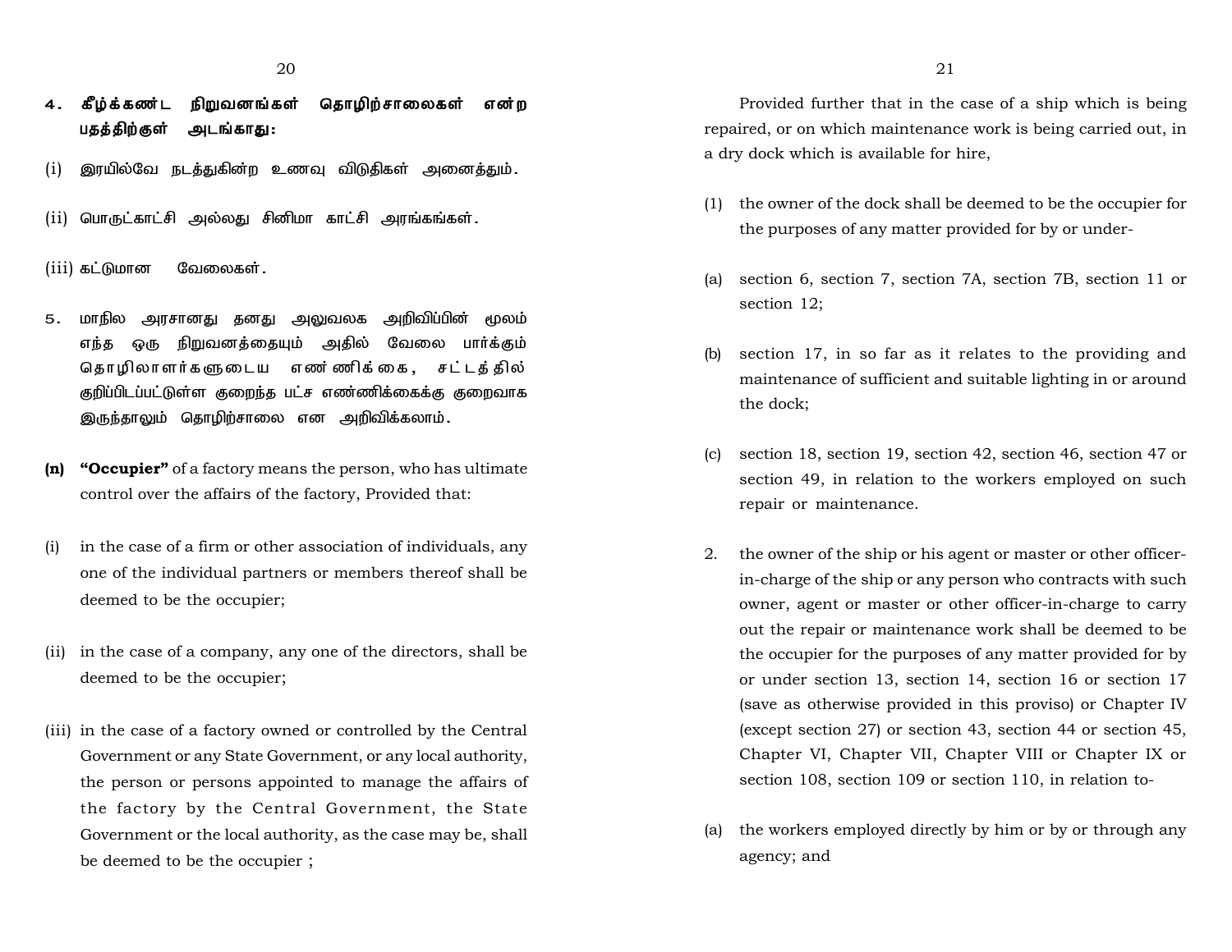4. கீழ்க்கண்ட நிறுவனங்கள் தொழிற்சாலைகள் என்ற பதத்திற்குள் அடங்காது:

(i) இரயில்வே நடத்துகின்ற உணவு விடுதிகள் அனைத்தும்.

(ii) பொருட்காட்சி அல்லது சினிமா காட்சி அரங்கங்கள்.

(iii) கட்டுமான வேலைகள்.

5. மாநில அரசானது தனது அலுவலக அறிவிப்பின் மூலம் எந்த ஒரு நிறுவனத்தையும் அதில் வேலை பார்க்கும் தொழிலாளர்களுடைய எண்ணிக்கை, சட்டத்தில் குறிப்பிடப்பட்டுள்ள குறைந்த பட்ச எண்ணிக்கைக்கு குறைவாக இருந்தாலும் தொழிற்சாலை என அறிவிக்கலாம்.

**(n) "Occupier"** of a factory means the person, who has ultimate control over the affairs of the factory, Provided that:

(i) in the case of a firm or other association of individuals, any one of the individual partners or members thereof shall be deemed to be the occupier;

(ii) in the case of a company, any one of the directors, shall be deemed to be the occupier;

(iii) in the case of a factory owned or controlled by the Central Government or any State Government, or any local authority, the person or persons appointed to manage the affairs of the factory by the Central Government, the State Government or the local authority, as the case may be, shall be deemed to be the occupier ;

Provided further that in the case of a ship which is being repaired, or on which maintenance work is being carried out, in a dry dock which is available for hire,

(1) the owner of the dock shall be deemed to be the occupier for the purposes of any matter provided for by or under-

(a) section 6, section 7, section 7A, section 7B, section 11 or section 12;

(b) section 17, in so far as it relates to the providing and maintenance of sufficient and suitable lighting in or around the dock;

(c) section 18, section 19, section 42, section 46, section 47 or section 49, in relation to the workers employed on such repair or maintenance.

2. the owner of the ship or his agent or master or other officer-in-charge of the ship or any person who contracts with such owner, agent or master or other officer-in-charge to carry out the repair or maintenance work shall be deemed to be the occupier for the purposes of any matter provided for by or under section 13, section 14, section 16 or section 17 (save as otherwise provided in this proviso) or Chapter IV (except section 27) or section 43, section 44 or section 45, Chapter VI, Chapter VII, Chapter VIII or Chapter IX or section 108, section 109 or section 110, in relation to-

(a) the workers employed directly by him or by or through any agency; and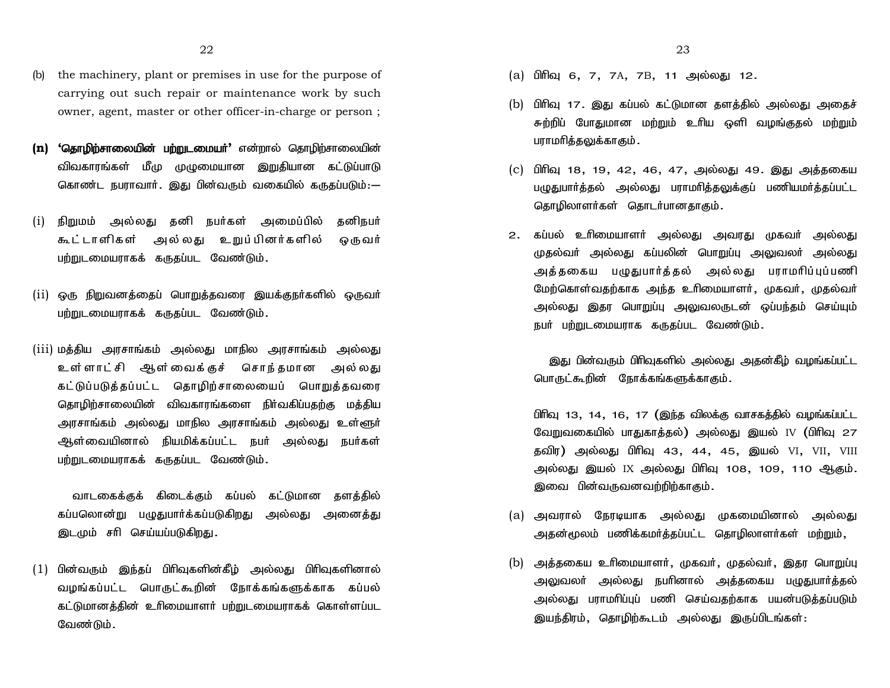(b) the machinery, plant or premises in use for the purpose of carrying out such repair or maintenance work by such owner, agent, master or other officer-in-charge or person ;

**(n) 'தொழிற்சாலையின் பற்றுடமையர்'** என்றால் தொழிற்சாலையின் விவகாரங்கள் மீது முழுமையான இறுதியான கட்டுப்பாடு கொண்ட நபராவார். இது பின்வரும் வகையில் கருதப்படும்:—

(i) நிறுமம் அல்லது தனி நபர்கள் அமைப்பில் தனிநபர் கூட்டாளிகள் அல்லது உறுப்பினர்களில் ஒருவர் பற்றுடமையராகக் கருதப்பட வேண்டும்.

(ii) ஒரு நிறுவனத்தைப் பொறுத்தவரை இயக்குநர்களில் ஒருவர் பற்றுடமையராகக் கருதப்பட வேண்டும்.

(iii) மத்திய அரசாங்கம் அல்லது மாநில அரசாங்கம் அல்லது உள்ளாட்சி ஆள்வைக்குச் சொந்தமான அல்லது கட்டுப்படுத்தப்பட்ட தொழிற்சாலையைப் பொறுத்தவரை தொழிற்சாலையின் விவகாரங்களை நிர்வகிப்பதற்கு மத்திய அரசாங்கம் அல்லது மாநில அரசாங்கம் அல்லது உள்ளூர் ஆள்வையினால் நியமிக்கப்பட்ட நபர் அல்லது நபர்கள் பற்றுடமையராகக் கருதப்பட வேண்டும்.

வாடகைக்குக் கிடைக்கும் கப்பல் கட்டுமான தளத்தில் கப்பலொன்று பழுதுபார்க்கப்படுகிறது அல்லது அனைத்து இடமும் சரி செய்யப்படுகிறது.

(1) பின்வரும் இந்தப் பிரிவுகளின்கீழ் அல்லது பிரிவுகளினால் வழங்கப்பட்ட பொருட்கூறின் நோக்கங்களுக்காக கப்பல் கட்டுமானத்தின் உரிமையாளர் பற்றுடமையராகக் கொள்ளப்பட வேண்டும்.

(a) பிரிவு 6, 7, 7A, 7B, 11 அல்லது 12.

(b) பிரிவு 17. இது கப்பல் கட்டுமான தளத்தில் அல்லது அதைச் சுற்றிப் போதுமான மற்றும் உரிய ஒளி வழங்குதல் மற்றும் பராமரித்தலுக்காகும்.

(c) பிரிவு 18, 19, 42, 46, 47, அல்லது 49. இது அத்தகைய பழுதுபார்த்தல் அல்லது பராமரித்தலுக்குப் பணியமர்த்தப்பட்ட தொழிலாளர்கள் தொடர்பானதாகும்.

2. கப்பல் உரிமையாளர் அல்லது அவரது முகவர் அல்லது முதல்வர் அல்லது கப்பலின் பொறுப்பு அலுவலர் அல்லது அத்தகைய பழுதுபார்த்தல் அல்லது பராமரிப்புப்பணி மேற்கொள்வதற்காக அந்த உரிமையாளர், முகவர், முதல்வர் அல்லது இதர பொறுப்பு அலுவலருடன் ஒப்பந்தம் செய்யும் நபர் பற்றுடமையராக கருதப்பட வேண்டும்.

இது பின்வரும் பிரிவுகளில் அல்லது அதன்கீழ் வழங்கப்பட்ட பொருட்கூறின் நோக்கங்களுக்காகும்.

பிரிவு 13, 14, 16, 17 (இந்த விலக்கு வாசகத்தில் வழங்கப்பட்ட வேறுவகையில் பாதுகாத்தல்) அல்லது இயல் IV (பிரிவு 27 தவிர) அல்லது பிரிவு 43, 44, 45, இயல் VI, VII, VIII அல்லது இயல் IX அல்லது பிரிவு 108, 109, 110 ஆகும். இவை பின்வருவனவற்றிற்காகும்.

(a) அவரால் நேரடியாக அல்லது முகமையினால் அல்லது அதன்மூலம் பணிக்கமர்த்தப்பட்ட தொழிலாளர்கள் மற்றும்,

(b) அத்தகைய உரிமையாளர், முகவர், முதல்வர், இதர பொறுப்பு அலுவலர் அல்லது நபரினால் அத்தகைய பழுதுபார்த்தல் அல்லது பராமரிப்புப் பணி செய்வதற்காக பயன்படுத்தப்படும் இயந்திரம், தொழிற்கூடம் அல்லது இருப்பிடங்கள்: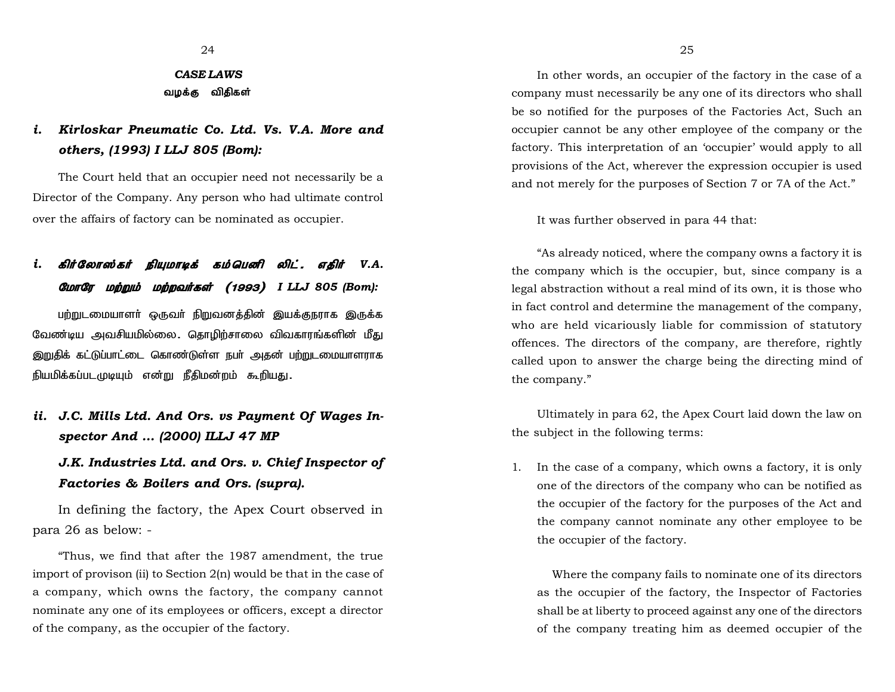## *CASE LAWS*

## வழக்கு விதிகள்

### *i. Kirloskar Pneumatic Co. Ltd. Vs. V.A. More and others, (1993) I LLJ 805 (Bom):*

The Court held that an occupier need not necessarily be a Director of the Company. Any person who had ultimate control over the affairs of factory can be nominated as occupier.

### *i. கிர்லோஸ்கர் நியுமாடிக் கம்பெனி லிட். எதிர் V.A. மோரே மற்றும் மற்றவர்கள் (1993) I LLJ 805 (Bom):*

பற்றுடமையாளர் ஒருவர் நிறுவனத்தின் இயக்குநராக இருக்க வேண்டிய அவசியமில்லை. தொழிற்சாலை விவகாரங்களின் மீது இறுதிக் கட்டுப்பாட்டை கொண்டுள்ள நபர் அதன் பற்றுடமையாளராக நியமிக்கப்படமுடியும் என்று நீதிமன்றம் கூறியது.

### *ii. J.C. Mills Ltd. And Ors. vs Payment Of Wages Inspector And ... (2000) ILLJ 47 MP*

### *J.K. Industries Ltd. and Ors. v. Chief Inspector of Factories & Boilers and Ors. (supra).*

In defining the factory, the Apex Court observed in para 26 as below: -

"Thus, we find that after the 1987 amendment, the true import of provison (ii) to Section 2(n) would be that in the case of a company, which owns the factory, the company cannot nominate any one of its employees or officers, except a director of the company, as the occupier of the factory.

In other words, an occupier of the factory in the case of a company must necessarily be any one of its directors who shall be so notified for the purposes of the Factories Act, Such an occupier cannot be any other employee of the company or the factory. This interpretation of an 'occupier' would apply to all provisions of the Act, wherever the expression occupier is used and not merely for the purposes of Section 7 or 7A of the Act."

It was further observed in para 44 that:

"As already noticed, where the company owns a factory it is the company which is the occupier, but, since company is a legal abstraction without a real mind of its own, it is those who in fact control and determine the management of the company, who are held vicariously liable for commission of statutory offences. The directors of the company, are therefore, rightly called upon to answer the charge being the directing mind of the company."

Ultimately in para 62, the Apex Court laid down the law on the subject in the following terms:

1. In the case of a company, which owns a factory, it is only one of the directors of the company who can be notified as the occupier of the factory for the purposes of the Act and the company cannot nominate any other employee to be the occupier of the factory.

   Where the company fails to nominate one of its directors as the occupier of the factory, the Inspector of Factories shall be at liberty to proceed against any one of the directors of the company treating him as deemed occupier of the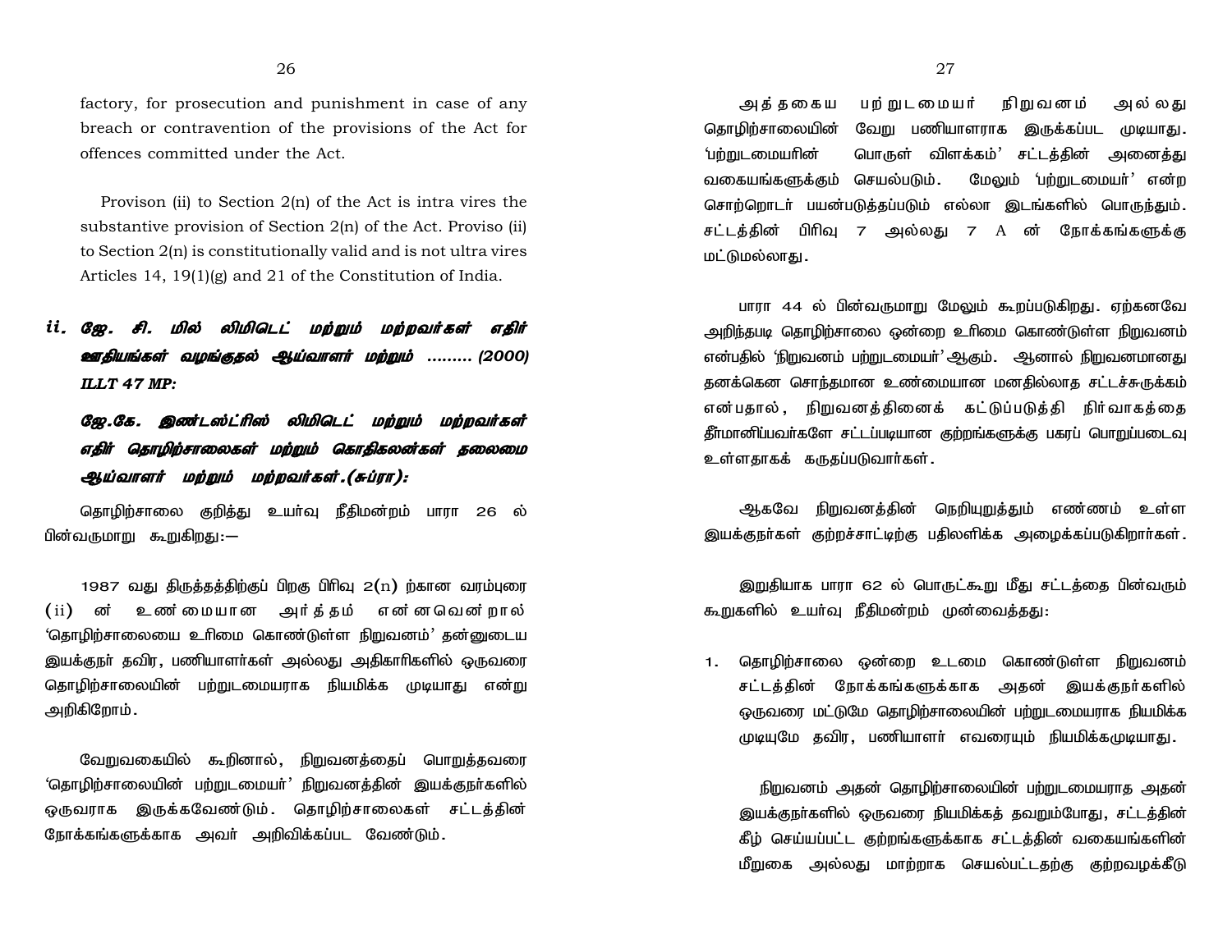factory, for prosecution and punishment in case of any breach or contravention of the provisions of the Act for offences committed under the Act.

Provison (ii) to Section 2(n) of the Act is intra vires the substantive provision of Section 2(n) of the Act. Proviso (ii) to Section 2(n) is constitutionally valid and is not ultra vires Articles 14, 19(1)(g) and 21 of the Constitution of India.

***ii. ஜே. சி. மில் லிமிடெட் மற்றும் மற்றவர்கள் எதிர் ஊதியங்கள் வழங்குதல் ஆய்வாளர் மற்றும் ......... (2000) ILLT 47 MP:***

***ஜே.கே. இண்டஸ்ட்ரிஸ் லிமிடெட் மற்றும் மற்றவர்கள் எதிர் தொழிற்சாலைகள் மற்றும் கொதிகலன்கள் தலைமை ஆய்வாளர் மற்றும் மற்றவர்கள்.(சுப்ரா):***

தொழிற்சாலை குறித்து உயர்வு நீதிமன்றம் பாரா 26 ல் பின்வருமாறு கூறுகிறது:—

1987 வது திருத்தத்திற்குப் பிறகு பிரிவு 2(n) ற்கான வரம்புரை (ii) ன் உண்மையான அர்த்தம் என்னவென்றால் 'தொழிற்சாலையை உரிமை கொண்டுள்ள நிறுவனம்' தன்னுடைய இயக்குநர் தவிர, பணியாளர்கள் அல்லது அதிகாரிகளில் ஒருவரை தொழிற்சாலையின் பற்றுடமையராக நியமிக்க முடியாது என்று அறிகிறோம்.

வேறுவகையில் கூறினால், நிறுவனத்தைப் பொறுத்தவரை 'தொழிற்சாலையின் பற்றுடமையர்' நிறுவனத்தின் இயக்குநர்களில் ஒருவராக இருக்கவேண்டும். தொழிற்சாலைகள் சட்டத்தின் நோக்கங்களுக்காக அவர் அறிவிக்கப்பட வேண்டும்.

அத்தகைய பற்றுடமையர் நிறுவனம் அல்லது தொழிற்சாலையின் வேறு பணியாளராக இருக்கப்பட முடியாது. 'பற்றுடமையரின் பொருள் விளக்கம்' சட்டத்தின் அனைத்து வகையங்களுக்கும் செயல்படும். மேலும் 'பற்றுடமையர்' என்ற சொற்றொடர் பயன்படுத்தப்படும் எல்லா இடங்களில் பொருந்தும். சட்டத்தின் பிரிவு 7 அல்லது 7 A ன் நோக்கங்களுக்கு மட்டுமல்லாது.

பாரா 44 ல் பின்வருமாறு மேலும் கூறப்படுகிறது. ஏற்கனவே அறிந்தபடி தொழிற்சாலை ஒன்றை உரிமை கொண்டுள்ள நிறுவனம் என்பதில் 'நிறுவனம் பற்றுடமையர்' ஆகும். ஆனால் நிறுவனமானது தனக்கென சொந்தமான உண்மையான மனதில்லாத சட்டச்சுருக்கம் என்பதால், நிறுவனத்தினைக் கட்டுப்படுத்தி நிர்வாகத்தை தீர்மானிப்பவர்களே சட்டப்படியான குற்றங்களுக்கு பகரப் பொறுப்படைவு உள்ளதாகக் கருதப்படுவார்கள்.

ஆகவே நிறுவனத்தின் நெறியுறுத்தும் எண்ணம் உள்ள இயக்குநர்கள் குற்றச்சாட்டிற்கு பதிலளிக்க அழைக்கப்படுகிறார்கள்.

இறுதியாக பாரா 62 ல் பொருட்கூறு மீது சட்டத்தை பின்வரும் கூறுகளில் உயர்வு நீதிமன்றம் முன்வைத்தது:

1. தொழிற்சாலை ஒன்றை உடமை கொண்டுள்ள நிறுவனம் சட்டத்தின் நோக்கங்களுக்காக அதன் இயக்குநர்களில் ஒருவரை மட்டுமே தொழிற்சாலையின் பற்றுடமையராக நியமிக்க முடியுமே தவிர, பணியாளர் எவரையும் நியமிக்கமுடியாது.

நிறுவனம் அதன் தொழிற்சாலையின் பற்றுடமையராத அதன் இயக்குநர்களில் ஒருவரை நியமிக்கத் தவறும்போது, சட்டத்தின் கீழ் செய்யப்பட்ட குற்றங்களுக்காக சட்டத்தின் வகையங்களின் மீறுகை அல்லது மாற்றாக செயல்பட்டதற்கு குற்றவழக்கீடு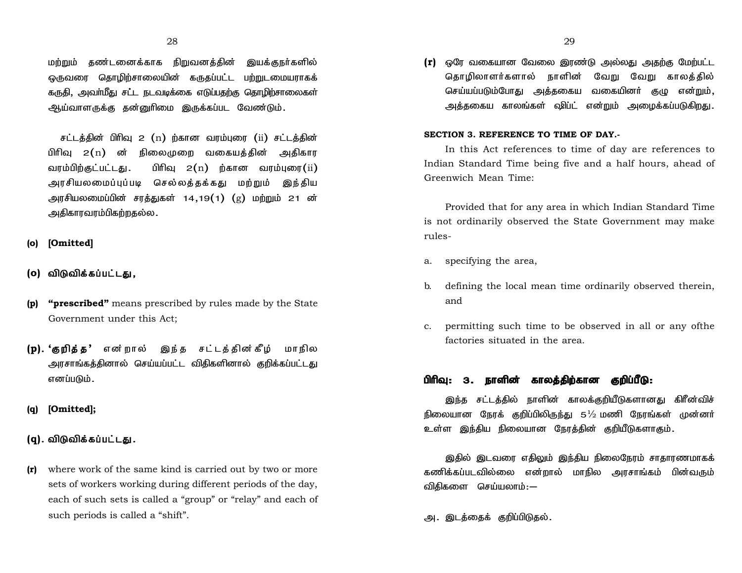மற்றும் தண்டனைக்காக நிறுவனத்தின் இயக்குநர்களில் ஒருவரை தொழிற்சாலையின் கருதப்பட்ட பற்றுடமையராகக் கருதி, அவர்மீது சட்ட நடவடிக்கை எடுப்பதற்கு தொழிற்சாலைகள் ஆய்வாளருக்கு தன்னுரிமை இருக்கப்பட வேண்டும்.

சட்டத்தின் பிரிவு 2 (n) ற்கான வரம்புரை (ii) சட்டத்தின் பிரிவு 2(n) ன் நிலைமுறை வகையத்தின் அதிகார வரம்பிற்குட்பட்டது. பிரிவு 2(n) ற்கான வரம்புரை(ii) அரசியலமைப்புப்படி செல்லத்தக்கது மற்றும் இந்திய அரசியலமைப்பின் சரத்துகள் 14,19(1) (g) மற்றும் 21 ன் அதிகாரவரம்பிகற்றதல்ல.

**(o) [Omitted]**

**(o) விடுவிக்கப்பட்டது,**

**(p)** **"prescribed"** means prescribed by rules made by the State Government under this Act;

**(p). 'குறித்த'** என்றால் இந்த சட்டத்தின்கீழ் மாநில அரசாங்கத்தினால் செய்யப்பட்ட விதிகளினால் குறிக்கப்பட்டது எனப்படும்.

**(q) [Omitted];**

**(q). விடுவிக்கப்பட்டது.**

**(r)** where work of the same kind is carried out by two or more sets of workers working during different periods of the day, each of such sets is called a "group" or "relay" and each of such periods is called a "shift".

**(r)** ஒரே வகையான வேலை இரண்டு அல்லது அதற்கு மேற்பட்ட தொழிலாளர்களால் நாளின் வேறு வேறு காலத்தில் செய்யப்படும்போது அத்தகைய வகையினர் குழு என்றும், அத்தகைய காலங்கள் ஷிப்ட் என்றும் அழைக்கப்படுகிறது.

**SECTION 3. REFERENCE TO TIME OF DAY.-**

In this Act references to time of day are references to Indian Standard Time being five and a half hours, ahead of Greenwich Mean Time:

Provided that for any area in which Indian Standard Time is not ordinarily observed the State Government may make rules-

a. specifying the area,

b. defining the local mean time ordinarily observed therein, and

c. permitting such time to be observed in all or any ofthe factories situated in the area.

**பிரிவு: 3. நாளின் காலத்திற்கான குறிப்பீடு:**

இந்த சட்டத்தில் நாளின் காலக்குறியீடுகளானது கிரீன்விச் நிலையான நேரக் குறிப்பிலிருந்து 5½ மணி நேரங்கள் முன்னர் உள்ள இந்திய நிலையான நேரத்தின் குறியீடுகளாகும்.

இதில் இடவரை எதிலும் இந்திய நிலைநேரம் சாதாரணமாகக் கணிக்கப்படவில்லை என்றால் மாநில அரசாங்கம் பின்வரும் விதிகளை செய்யலாம்:—

அ. இடத்தைக் குறிப்பிடுதல்.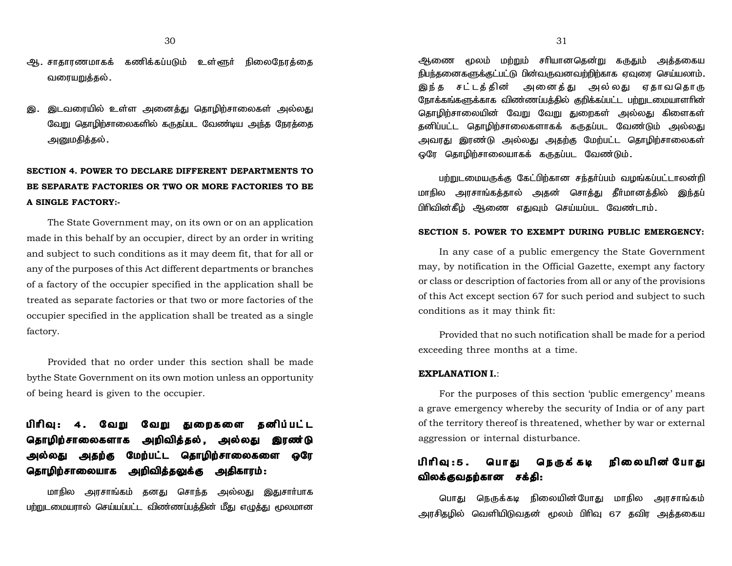ஆ. சாதாரணமாகக் கணிக்கப்படும் உள்ளூர் நிலைநேரத்தை வரையறுத்தல்.

இ. இடவரையில் உள்ள அனைத்து தொழிற்சாலைகள் அல்லது வேறு தொழிற்சாலைகளில் கருதப்பட வேண்டிய அந்த நேரத்தை அனுமதித்தல்.

**SECTION 4. POWER TO DECLARE DIFFERENT DEPARTMENTS TO BE SEPARATE FACTORIES OR TWO OR MORE FACTORIES TO BE A SINGLE FACTORY:-**

The State Government may, on its own or on an application made in this behalf by an occupier, direct by an order in writing and subject to such conditions as it may deem fit, that for all or any of the purposes of this Act different departments or branches of a factory of the occupier specified in the application shall be treated as separate factories or that two or more factories of the occupier specified in the application shall be treated as a single factory.

Provided that no order under this section shall be made bythe State Government on its own motion unless an opportunity of being heard is given to the occupier.

## பிரிவு: 4. வேறு வேறு துறைகளை தனிப்பட்ட தொழிற்சாலைகளாக அறிவித்தல், அல்லது இரண்டு அல்லது அதற்கு மேற்பட்ட தொழிற்சாலைகளை ஒரே தொழிற்சாலையாக அறிவித்தலுக்கு அதிகாரம்:

மாநில அரசாங்கம் தனது சொந்த அல்லது இதுசார்பாக பற்றுடமையரால் செய்யப்பட்ட விண்ணப்பத்தின் மீது எழுத்து மூலமான ஆணை மூலம் மற்றும் சரியானதென்று கருதும் அத்தகைய நிபந்தனைகளுக்குட்பட்டு பின்வருவனவற்றிற்காக ஏவுரை செய்யலாம். இந்த சட்டத்தின் அனைத்து அல்லது ஏதாவதொரு நோக்கங்களுக்காக விண்ணப்பத்தில் குறிக்கப்பட்ட பற்றுடமையாளரின் தொழிற்சாலையின் வேறு வேறு துறைகள் அல்லது கிளைகள் தனிப்பட்ட தொழிற்சாலைகளாகக் கருதப்பட வேண்டும் அல்லது அவரது இரண்டு அல்லது அதற்கு மேற்பட்ட தொழிற்சாலைகள் ஒரே தொழிற்சாலையாகக் கருதப்பட வேண்டும்.

பற்றுடமையருக்கு கேட்பிற்கான சந்தர்ப்பம் வழங்கப்பட்டாலன்றி மாநில அரசாங்கத்தால் அதன் சொத்து தீர்மானத்தில் இந்தப் பிரிவின்கீழ் ஆணை எதுவும் செய்யப்பட வேண்டாம்.

**SECTION 5. POWER TO EXEMPT DURING PUBLIC EMERGENCY:**

In any case of a public emergency the State Government may, by notification in the Official Gazette, exempt any factory or class or description of factories from all or any of the provisions of this Act except section 67 for such period and subject to such conditions as it may think fit:

Provided that no such notification shall be made for a period exceeding three months at a time.

**EXPLANATION I.**:

For the purposes of this section 'public emergency' means a grave emergency whereby the security of India or of any part of the territory thereof is threatened, whether by war or external aggression or internal disturbance.

## பிரிவு:5. பொது நெருக்கடி நிலையின்போது விலக்குவதற்கான சக்தி:

பொது நெருக்கடி நிலையின்போது மாநில அரசாங்கம் அரசிதழில் வெளியிடுவதன் மூலம் பிரிவு 67 தவிர அத்தகைய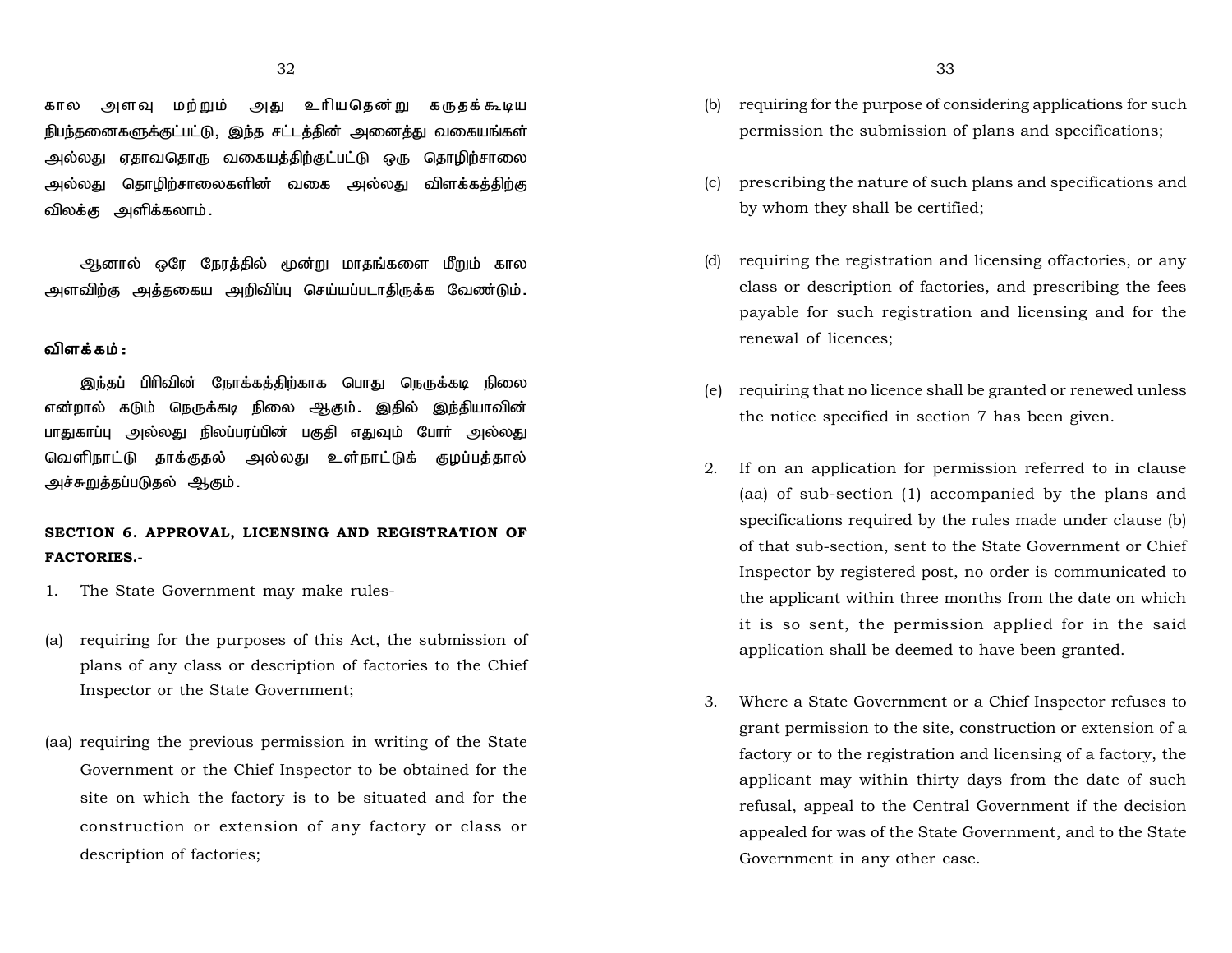கால அளவு மற்றும் அது உரியதென்று கருதக்கூடிய நிபந்தனைகளுக்குட்பட்டு, இந்த சட்டத்தின் அனைத்து வகையங்கள் அல்லது ஏதாவதொரு வகையத்திற்குட்பட்டு ஒரு தொழிற்சாலை அல்லது தொழிற்சாலைகளின் வகை அல்லது விளக்கத்திற்கு விலக்கு அளிக்கலாம்.

ஆனால் ஒரே நேரத்தில் மூன்று மாதங்களை மீறும் கால அளவிற்கு அத்தகைய அறிவிப்பு செய்யப்படாதிருக்க வேண்டும்.

**விளக்கம் :**

இந்தப் பிரிவின் நோக்கத்திற்காக பொது நெருக்கடி நிலை என்றால் கடும் நெருக்கடி நிலை ஆகும். இதில் இந்தியாவின் பாதுகாப்பு அல்லது நிலப்பரப்பின் பகுதி எதுவும் போர் அல்லது வெளிநாட்டு தாக்குதல் அல்லது உள்நாட்டுக் குழப்பத்தால் அச்சுறுத்தப்படுதல் ஆகும்.

**SECTION 6. APPROVAL, LICENSING AND REGISTRATION OF FACTORIES.-**

1. The State Government may make rules-

(a) requiring for the purposes of this Act, the submission of plans of any class or description of factories to the Chief Inspector or the State Government;

(aa) requiring the previous permission in writing of the State Government or the Chief Inspector to be obtained for the site on which the factory is to be situated and for the construction or extension of any factory or class or description of factories;

(b) requiring for the purpose of considering applications for such permission the submission of plans and specifications;

(c) prescribing the nature of such plans and specifications and by whom they shall be certified;

(d) requiring the registration and licensing offactories, or any class or description of factories, and prescribing the fees payable for such registration and licensing and for the renewal of licences;

(e) requiring that no licence shall be granted or renewed unless the notice specified in section 7 has been given.

2. If on an application for permission referred to in clause (aa) of sub-section (1) accompanied by the plans and specifications required by the rules made under clause (b) of that sub-section, sent to the State Government or Chief Inspector by registered post, no order is communicated to the applicant within three months from the date on which it is so sent, the permission applied for in the said application shall be deemed to have been granted.

3. Where a State Government or a Chief Inspector refuses to grant permission to the site, construction or extension of a factory or to the registration and licensing of a factory, the applicant may within thirty days from the date of such refusal, appeal to the Central Government if the decision appealed for was of the State Government, and to the State Government in any other case.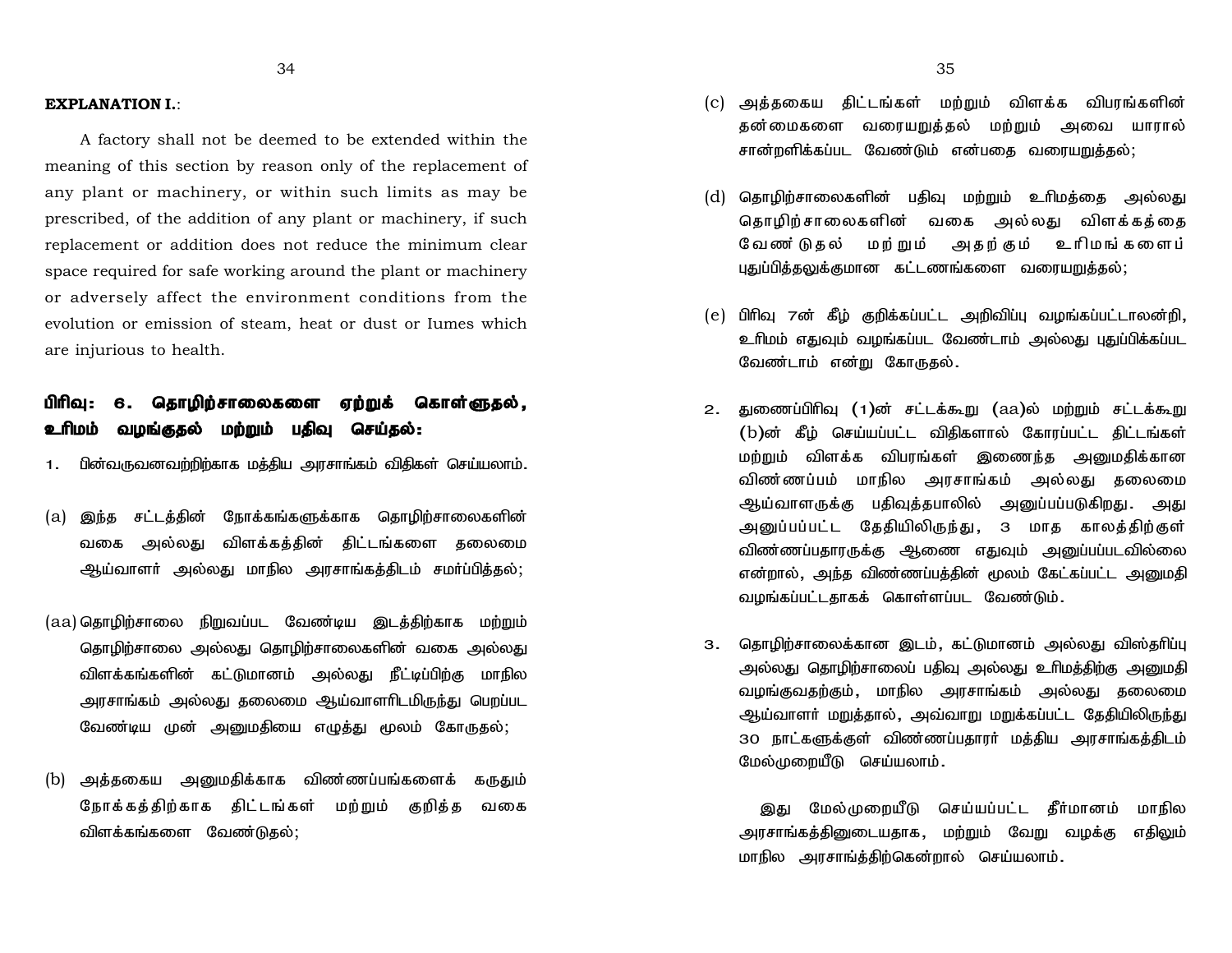**EXPLANATION I.**:

A factory shall not be deemed to be extended within the meaning of this section by reason only of the replacement of any plant or machinery, or within such limits as may be prescribed, of the addition of any plant or machinery, if such replacement or addition does not reduce the minimum clear space required for safe working around the plant or machinery or adversely affect the environment conditions from the evolution or emission of steam, heat or dust or Iumes which are injurious to health.

## பிரிவு: 6. தொழிற்சாலைகளை ஏற்றுக் கொள்ளுதல், உரிமம் வழங்குதல் மற்றும் பதிவு செய்தல்:

1. பின்வருவனவற்றிற்காக மத்திய அரசாங்கம் விதிகள் செய்யலாம்.

(a) இந்த சட்டத்தின் நோக்கங்களுக்காக தொழிற்சாலைகளின் வகை அல்லது விளக்கத்தின் திட்டங்களை தலைமை ஆய்வாளர் அல்லது மாநில அரசாங்கத்திடம் சமர்ப்பித்தல்;

(aa) தொழிற்சாலை நிறுவப்பட வேண்டிய இடத்திற்காக மற்றும் தொழிற்சாலை அல்லது தொழிற்சாலைகளின் வகை அல்லது விளக்கங்களின் கட்டுமானம் அல்லது நீட்டிப்பிற்கு மாநில அரசாங்கம் அல்லது தலைமை ஆய்வாளரிடமிருந்து பெறப்பட வேண்டிய முன் அனுமதியை எழுத்து மூலம் கோருதல்;

(b) அத்தகைய அனுமதிக்காக விண்ணப்பங்களைக் கருதும் நோக்கத்திற்காக திட்டங்கள் மற்றும் குறித்த வகை விளக்கங்களை வேண்டுதல்;

(c) அத்தகைய திட்டங்கள் மற்றும் விளக்க விபரங்களின் தன்மைகளை வரையறுத்தல் மற்றும் அவை யாரால் சான்றளிக்கப்பட வேண்டும் என்பதை வரையறுத்தல்;

(d) தொழிற்சாலைகளின் பதிவு மற்றும் உரிமத்தை அல்லது தொழிற்சாலைகளின் வகை அல்லது விளக்கத்தை வேண்டுதல் மற்றும் அதற்கும் உரிமங்களைப் புதுப்பித்தலுக்குமான கட்டணங்களை வரையறுத்தல்;

(e) பிரிவு 7ன் கீழ் குறிக்கப்பட்ட அறிவிப்பு வழங்கப்பட்டாலன்றி, உரிமம் எதுவும் வழங்கப்பட வேண்டாம் அல்லது புதுப்பிக்கப்பட வேண்டாம் என்று கோருதல்.

2. துணைப்பிரிவு (1)ன் சட்டக்கூறு (aa)ல் மற்றும் சட்டக்கூறு (b)ன் கீழ் செய்யப்பட்ட விதிகளால் கோரப்பட்ட திட்டங்கள் மற்றும் விளக்க விபரங்கள் இணைந்த அனுமதிக்கான விண்ணப்பம் மாநில அரசாங்கம் அல்லது தலைமை ஆய்வாளருக்கு பதிவுத்தபாலில் அனுப்பப்படுகிறது. அது அனுப்பப்பட்ட தேதியிலிருந்து, 3 மாத காலத்திற்குள் விண்ணப்பதாரருக்கு ஆணை எதுவும் அனுப்பப்படவில்லை என்றால், அந்த விண்ணப்பத்தின் மூலம் கேட்கப்பட்ட அனுமதி வழங்கப்பட்டதாகக் கொள்ளப்பட வேண்டும்.

3. தொழிற்சாலைக்கான இடம், கட்டுமானம் அல்லது விஸ்தரிப்பு அல்லது தொழிற்சாலைப் பதிவு அல்லது உரிமத்திற்கு அனுமதி வழங்குவதற்கும், மாநில அரசாங்கம் அல்லது தலைமை ஆய்வாளர் மறுத்தால், அவ்வாறு மறுக்கப்பட்ட தேதியிலிருந்து 30 நாட்களுக்குள் விண்ணப்பதாரர் மத்திய அரசாங்கத்திடம் மேல்முறையீடு செய்யலாம்.

இது மேல்முறையீடு செய்யப்பட்ட தீர்மானம் மாநில அரசாங்கத்தினுடையதாக, மற்றும் வேறு வழக்கு எதிலும் மாநில அரசாங்த்திற்கென்றால் செய்யலாம்.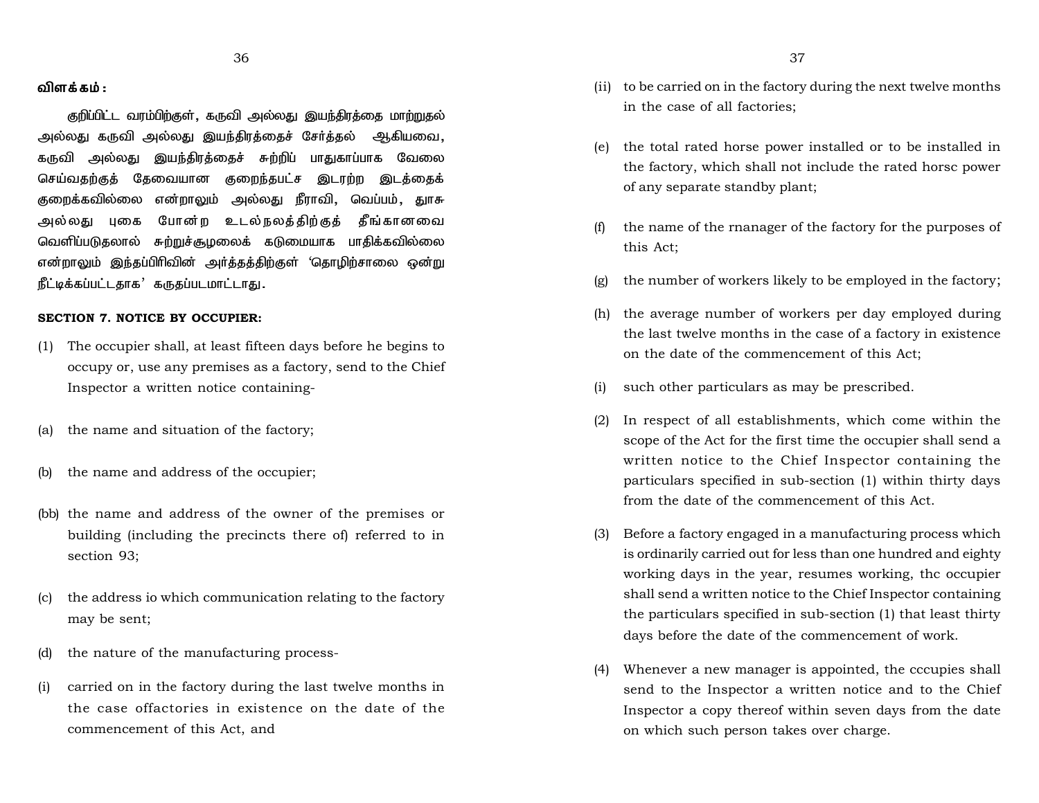**விளக்கம் :**

குறிப்பிட்ட வரம்பிற்குள், கருவி அல்லது இயந்திரத்தை மாற்றுதல் அல்லது கருவி அல்லது இயந்திரத்தைச் சேர்த்தல் ஆகியவை, கருவி அல்லது இயந்திரத்தைச் சுற்றிப் பாதுகாப்பாக வேலை செய்வதற்குத் தேவையான குறைந்தபட்ச இடரற்ற இடத்தைக் குறைக்கவில்லை என்றாலும் அல்லது நீராவி, வெப்பம், தூசு அல்லது புகை போன்ற உடல்நலத்திற்குத் தீங்கானவை வெளிப்படுதலால் சுற்றுச்சூழலைக் கடுமையாக பாதிக்கவில்லை என்றாலும் இந்தப்பிரிவின் அர்த்தத்திற்குள் 'தொழிற்சாலை ஒன்று நீட்டிக்கப்பட்டதாக' கருதப்படமாட்டாது.

**SECTION 7. NOTICE BY OCCUPIER:**

(1) The occupier shall, at least fifteen days before he begins to occupy or, use any premises as a factory, send to the Chief Inspector a written notice containing-

(a) the name and situation of the factory;

(b) the name and address of the occupier;

(bb) the name and address of the owner of the premises or building (including the precincts there of) referred to in section 93;

(c) the address io which communication relating to the factory may be sent;

(d) the nature of the manufacturing process-

(i) carried on in the factory during the last twelve months in the case offactories in existence on the date of the commencement of this Act, and

(ii) to be carried on in the factory during the next twelve months in the case of all factories;

(e) the total rated horse power installed or to be installed in the factory, which shall not include the rated horsc power of any separate standby plant;

(f) the name of the rnanager of the factory for the purposes of this Act;

(g) the number of workers likely to be employed in the factory;

(h) the average number of workers per day employed during the last twelve months in the case of a factory in existence on the date of the commencement of this Act;

(i) such other particulars as may be prescribed.

(2) In respect of all establishments, which come within the scope of the Act for the first time the occupier shall send a written notice to the Chief Inspector containing the particulars specified in sub-section (1) within thirty days from the date of the commencement of this Act.

(3) Before a factory engaged in a manufacturing process which is ordinarily carried out for less than one hundred and eighty working days in the year, resumes working, thc occupier shall send a written notice to the Chief Inspector containing the particulars specified in sub-section (1) that least thirty days before the date of the commencement of work.

(4) Whenever a new manager is appointed, the cccupies shall send to the Inspector a written notice and to the Chief Inspector a copy thereof within seven days from the date on which such person takes over charge.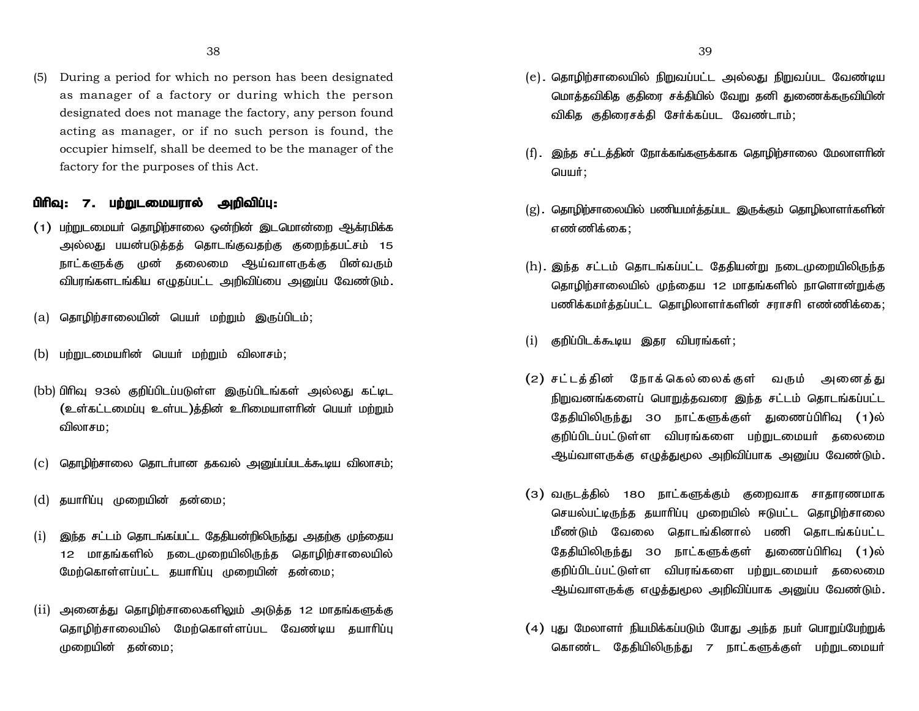(5) During a period for which no person has been designated as manager of a factory or during which the person designated does not manage the factory, any person found acting as manager, or if no such person is found, the occupier himself, shall be deemed to be the manager of the factory for the purposes of this Act.

**பிரிவு: 7. பற்றுடமையரால் அறிவிப்பு:**

(1) பற்றுடமையர் தொழிற்சாலை ஒன்றின் இடமொன்றை ஆக்ரமிக்க அல்லது பயன்படுத்தத் தொடங்குவதற்கு குறைந்தபட்சம் 15 நாட்களுக்கு முன் தலைமை ஆய்வாளருக்கு பின்வரும் விபரங்களடங்கிய எழுதப்பட்ட அறிவிப்பை அனுப்ப வேண்டும்.

(a) தொழிற்சாலையின் பெயர் மற்றும் இருப்பிடம்;

(b) பற்றுடமையரின் பெயர் மற்றும் விலாசம்;

(bb) பிரிவு 93ல் குறிப்பிடப்படுள்ள இருப்பிடங்கள் அல்லது கட்டிட (உள்கட்டமைப்பு உள்பட)த்தின் உரிமையாளரின் பெயர் மற்றும் விலாசம;

(c) தொழிற்சாலை தொடர்பான தகவல் அனுப்பப்படக்கூடிய விலாசம்;

(d) தயாரிப்பு முறையின் தன்மை;

(i) இந்த சட்டம் தொடங்கப்பட்ட தேதியன்றிலிருந்து அதற்கு முந்தைய 12 மாதங்களில் நடைமுறையிலிருந்த தொழிற்சாலையில் மேற்கொள்ளப்பட்ட தயாரிப்பு முறையின் தன்மை;

(ii) அனைத்து தொழிற்சாலைகளிலும் அடுத்த 12 மாதங்களுக்கு தொழிற்சாலையில் மேற்கொள்ளப்பட வேண்டிய தயாரிப்பு முறையின் தன்மை;

(e). தொழிற்சாலையில் நிறுவப்பட்ட அல்லது நிறுவப்பட வேண்டிய மொத்தவிகித குதிரை சக்தியில் வேறு தனி துணைக்கருவியின் விகித குதிரைசக்தி சேர்க்கப்பட வேண்டாம்;

(f). இந்த சட்டத்தின் நோக்கங்களுக்காக தொழிற்சாலை மேலாளரின் பெயர்;

(g). தொழிற்சாலையில் பணியமர்த்தப்பட இருக்கும் தொழிலாளர்களின் எண்ணிக்கை;

(h). இந்த சட்டம் தொடங்கப்பட்ட தேதியன்று நடைமுறையிலிருந்த தொழிற்சாலையில் முந்தைய 12 மாதங்களில் நாளொன்றுக்கு பணிக்கமர்த்தப்பட்ட தொழிலாளர்களின் சராசரி எண்ணிக்கை;

(i) குறிப்பிடக்கூடிய இதர விபரங்கள்;

(2) சட்டத்தின் நோக்கெல்லைக்குள் வரும் அனைத்து நிறுவனங்களைப் பொறுத்தவரை இந்த சட்டம் தொடங்கப்பட்ட தேதியிலிருந்து 30 நாட்களுக்குள் துணைப்பிரிவு (1)ல் குறிப்பிடப்பட்டுள்ள விபரங்களை பற்றுடமையர் தலைமை ஆய்வாளருக்கு எழுத்துமூல அறிவிப்பாக அனுப்ப வேண்டும்.

(3) வருடத்தில் 180 நாட்களுக்கும் குறைவாக சாதாரணமாக செயல்பட்டிருந்த தயாரிப்பு முறையில் ஈடுபட்ட தொழிற்சாலை மீண்டும் வேலை தொடங்கினால் பணி தொடங்கப்பட்ட தேதியிலிருந்து 30 நாட்களுக்குள் துணைப்பிரிவு (1)ல் குறிப்பிடப்பட்டுள்ள விபரங்களை பற்றுடமையர் தலைமை ஆய்வாளருக்கு எழுத்துமூல அறிவிப்பாக அனுப்ப வேண்டும்.

(4) புது மேலாளர் நியமிக்கப்படும் போது அந்த நபர் பொறுப்பேற்றுக் கொண்ட தேதியிலிருந்து 7 நாட்களுக்குள் பற்றுடமையர்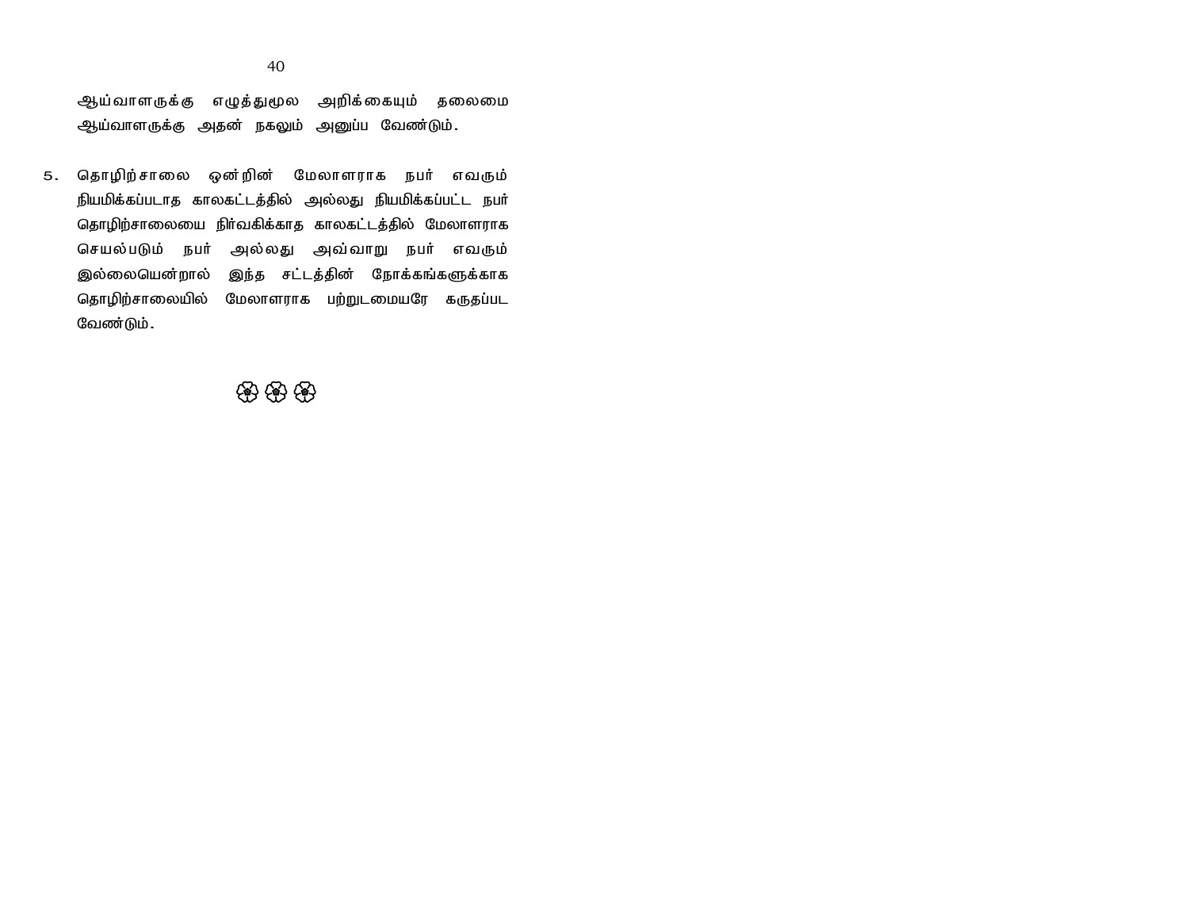ஆய்வாளருக்கு எழுத்துமூல அறிக்கையும் தலைமை ஆய்வாளருக்கு அதன் நகலும் அனுப்ப வேண்டும்.

5. தொழிற்சாலை ஒன்றின் மேலாளராக நபர் எவரும் நியமிக்கப்படாத காலகட்டத்தில் அல்லது நியமிக்கப்பட்ட நபர் தொழிற்சாலையை நிர்வகிக்காத காலகட்டத்தில் மேலாளராக செயல்படும் நபர் அல்லது அவ்வாறு நபர் எவரும் இல்லையென்றால் இந்த சட்டத்தின் நோக்கங்களுக்காக தொழிற்சாலையில் மேலாளராக பற்றுடமையரே கருதப்பட வேண்டும்.

❀❀❀